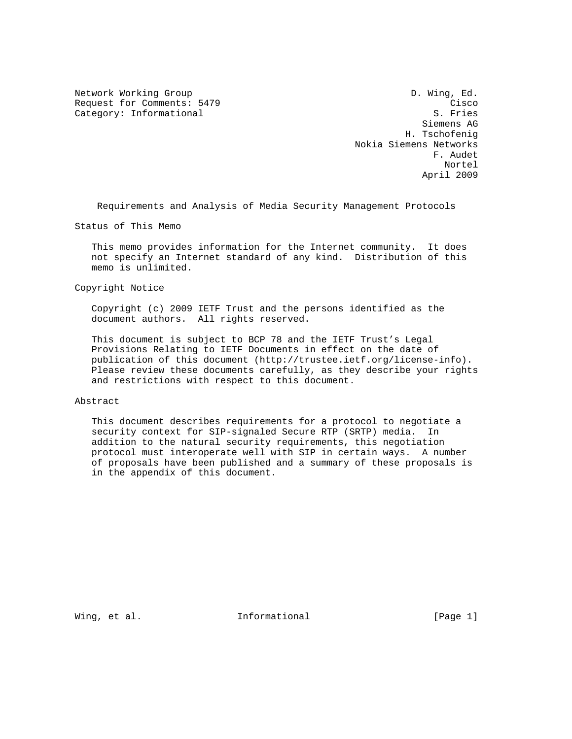Network Working Group D. Wing, Ed.
Request for Comments: 5479 Cisco
Category: Informational S. Fries
Siemens AG
H. Tschofenig
Nokia Siemens Networks
F. Audet
Nortel
April 2009

# Requirements and Analysis of Media Security Management Protocols

## Status of This Memo

This memo provides information for the Internet community. It does not specify an Internet standard of any kind. Distribution of this memo is unlimited.

## Copyright Notice

Copyright (c) 2009 IETF Trust and the persons identified as the document authors. All rights reserved.

This document is subject to BCP 78 and the IETF Trust's Legal Provisions Relating to IETF Documents in effect on the date of publication of this document (http://trustee.ietf.org/license-info). Please review these documents carefully, as they describe your rights and restrictions with respect to this document.

## Abstract

This document describes requirements for a protocol to negotiate a security context for SIP-signaled Secure RTP (SRTP) media. In addition to the natural security requirements, this negotiation protocol must interoperate well with SIP in certain ways. A number of proposals have been published and a summary of these proposals is in the appendix of this document.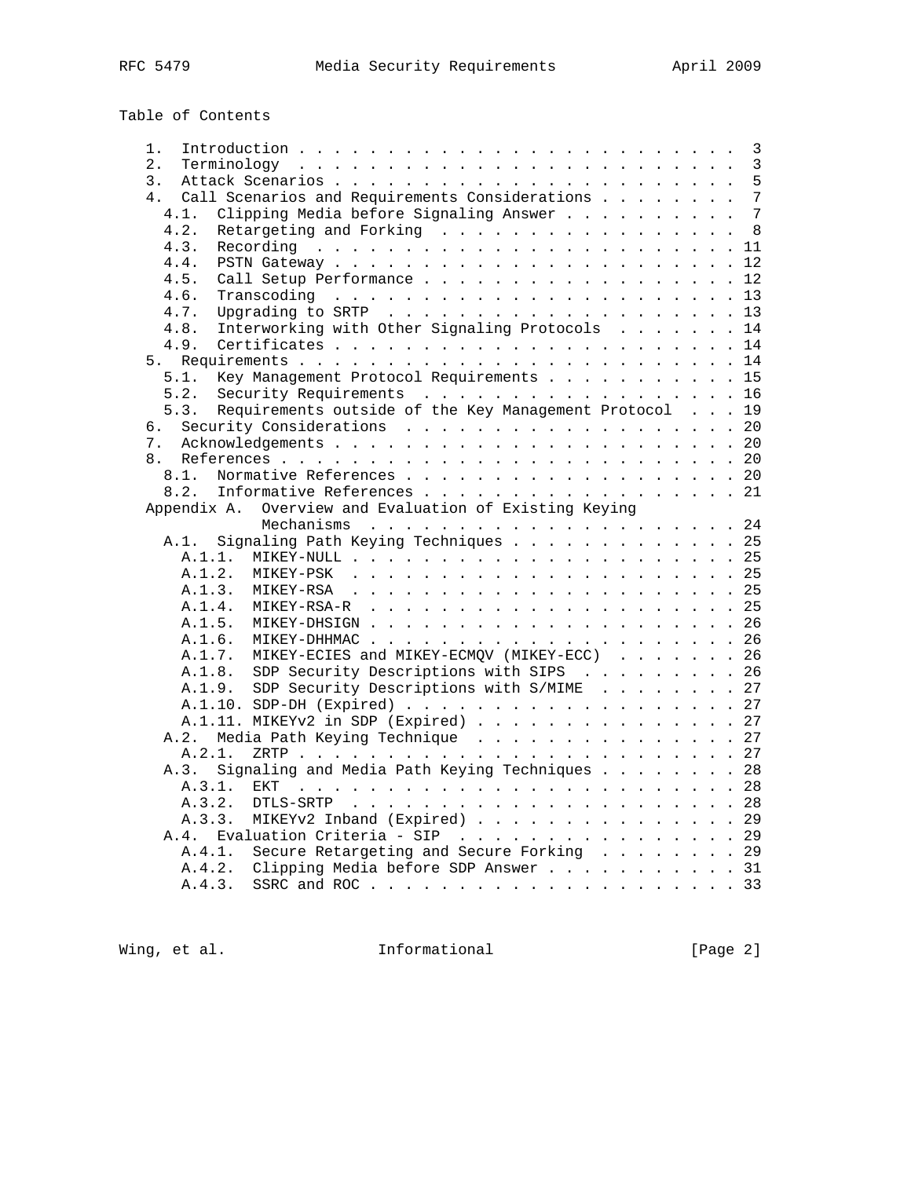Table of Contents

```
   1.  Introduction . . . . . . . . . . . . . . . . . . . . . . . . .  3
   2.  Terminology  . . . . . . . . . . . . . . . . . . . . . . . . .  3
   3.  Attack Scenarios . . . . . . . . . . . . . . . . . . . . . . .  5
   4.  Call Scenarios and Requirements Considerations . . . . . . . .  7
     4.1.  Clipping Media before Signaling Answer . . . . . . . . . .  7
     4.2.  Retargeting and Forking  . . . . . . . . . . . . . . . . .  8
     4.3.  Recording  . . . . . . . . . . . . . . . . . . . . . . . . 11
     4.4.  PSTN Gateway . . . . . . . . . . . . . . . . . . . . . . . 12
     4.5.  Call Setup Performance . . . . . . . . . . . . . . . . . . 12
     4.6.  Transcoding  . . . . . . . . . . . . . . . . . . . . . . . 13
     4.7.  Upgrading to SRTP  . . . . . . . . . . . . . . . . . . . . 13
     4.8.  Interworking with Other Signaling Protocols  . . . . . . . 14
     4.9.  Certificates . . . . . . . . . . . . . . . . . . . . . . . 14
   5.  Requirements . . . . . . . . . . . . . . . . . . . . . . . . . 14
     5.1.  Key Management Protocol Requirements . . . . . . . . . . . 15
     5.2.  Security Requirements  . . . . . . . . . . . . . . . . . . 16
     5.3.  Requirements outside of the Key Management Protocol  . . . 19
   6.  Security Considerations  . . . . . . . . . . . . . . . . . . . 20
   7.  Acknowledgements . . . . . . . . . . . . . . . . . . . . . . . 20
   8.  References . . . . . . . . . . . . . . . . . . . . . . . . . . 20
     8.1.  Normative References . . . . . . . . . . . . . . . . . . . 20
     8.2.  Informative References . . . . . . . . . . . . . . . . . . 21
   Appendix A.  Overview and Evaluation of Existing Keying
                Mechanisms  . . . . . . . . . . . . . . . . . . . . . 24
     A.1.  Signaling Path Keying Techniques . . . . . . . . . . . . . 25
       A.1.1.  MIKEY-NULL . . . . . . . . . . . . . . . . . . . . . . 25
       A.1.2.  MIKEY-PSK  . . . . . . . . . . . . . . . . . . . . . . 25
       A.1.3.  MIKEY-RSA  . . . . . . . . . . . . . . . . . . . . . . 25
       A.1.4.  MIKEY-RSA-R  . . . . . . . . . . . . . . . . . . . . . 25
       A.1.5.  MIKEY-DHSIGN . . . . . . . . . . . . . . . . . . . . . 26
       A.1.6.  MIKEY-DHHMAC . . . . . . . . . . . . . . . . . . . . . 26
       A.1.7.  MIKEY-ECIES and MIKEY-ECMQV (MIKEY-ECC)  . . . . . . . 26
       A.1.8.  SDP Security Descriptions with SIPS  . . . . . . . . . 26
       A.1.9.  SDP Security Descriptions with S/MIME  . . . . . . . . 27
       A.1.10. SDP-DH (Expired) . . . . . . . . . . . . . . . . . . . 27
       A.1.11. MIKEYv2 in SDP (Expired) . . . . . . . . . . . . . . . 27
     A.2.  Media Path Keying Technique  . . . . . . . . . . . . . . . 27
       A.2.1.  ZRTP . . . . . . . . . . . . . . . . . . . . . . . . . 27
     A.3.  Signaling and Media Path Keying Techniques . . . . . . . . 28
       A.3.1.  EKT  . . . . . . . . . . . . . . . . . . . . . . . . . 28
       A.3.2.  DTLS-SRTP  . . . . . . . . . . . . . . . . . . . . . . 28
       A.3.3.  MIKEYv2 Inband (Expired) . . . . . . . . . . . . . . . 29
     A.4.  Evaluation Criteria - SIP  . . . . . . . . . . . . . . . . 29
       A.4.1.  Secure Retargeting and Secure Forking  . . . . . . . . 29
       A.4.2.  Clipping Media before SDP Answer . . . . . . . . . . . 31
       A.4.3.  SSRC and ROC . . . . . . . . . . . . . . . . . . . . . 33
```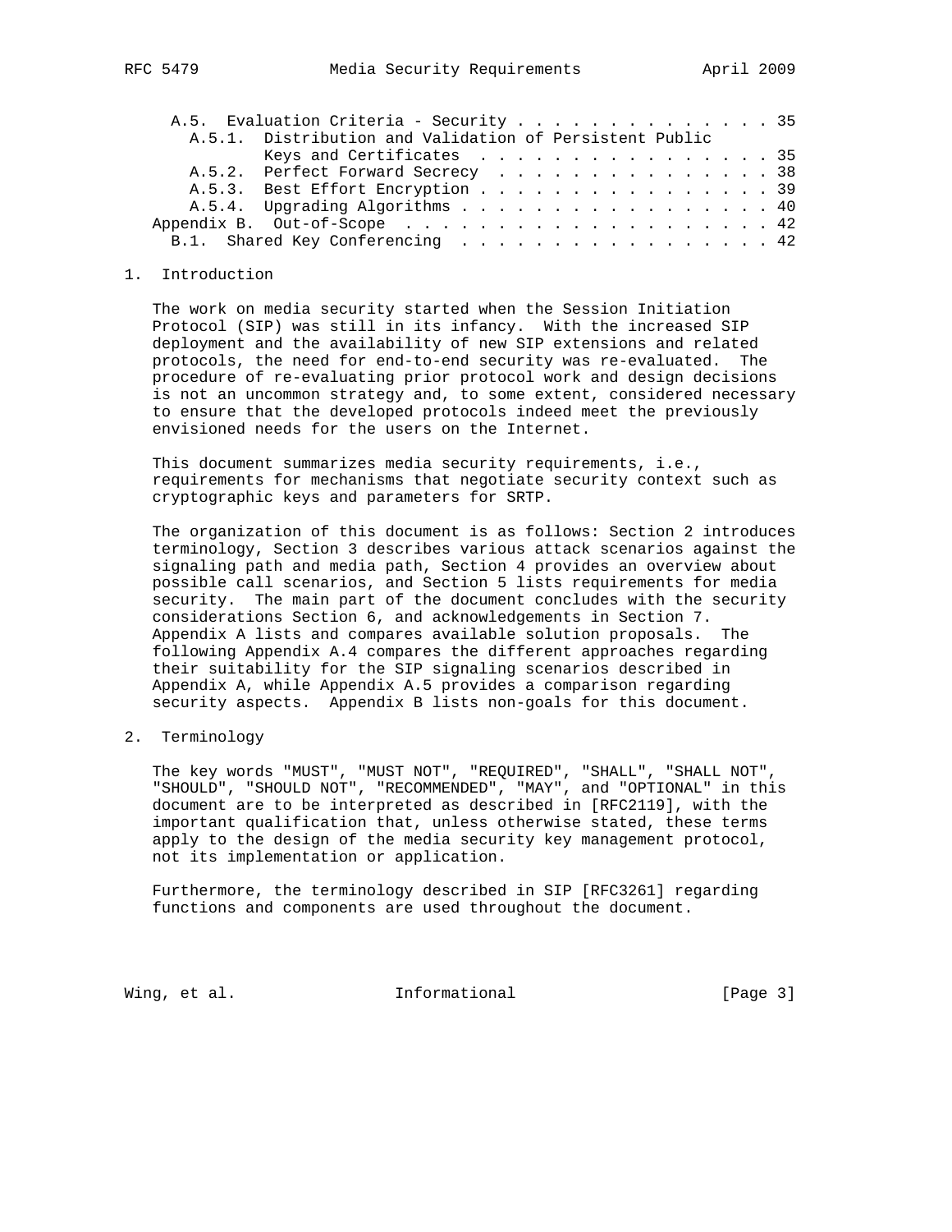A.5. Evaluation Criteria - Security . . . . . . . . . . . . . . . 35
  A.5.1. Distribution and Validation of Persistent Public Keys and Certificates . . . . . . . . . . . . . . . . . 35
  A.5.2. Perfect Forward Secrecy . . . . . . . . . . . . . . . . 38
  A.5.3. Best Effort Encryption . . . . . . . . . . . . . . . . . 39
  A.5.4. Upgrading Algorithms . . . . . . . . . . . . . . . . . . 40
Appendix B. Out-of-Scope . . . . . . . . . . . . . . . . . . . . . 42
  B.1. Shared Key Conferencing . . . . . . . . . . . . . . . . . . 42

## 1. Introduction

The work on media security started when the Session Initiation Protocol (SIP) was still in its infancy. With the increased SIP deployment and the availability of new SIP extensions and related protocols, the need for end-to-end security was re-evaluated. The procedure of re-evaluating prior protocol work and design decisions is not an uncommon strategy and, to some extent, considered necessary to ensure that the developed protocols indeed meet the previously envisioned needs for the users on the Internet.

This document summarizes media security requirements, i.e., requirements for mechanisms that negotiate security context such as cryptographic keys and parameters for SRTP.

The organization of this document is as follows: Section 2 introduces terminology, Section 3 describes various attack scenarios against the signaling path and media path, Section 4 provides an overview about possible call scenarios, and Section 5 lists requirements for media security. The main part of the document concludes with the security considerations Section 6, and acknowledgements in Section 7. Appendix A lists and compares available solution proposals. The following Appendix A.4 compares the different approaches regarding their suitability for the SIP signaling scenarios described in Appendix A, while Appendix A.5 provides a comparison regarding security aspects. Appendix B lists non-goals for this document.

## 2. Terminology

The key words "MUST", "MUST NOT", "REQUIRED", "SHALL", "SHALL NOT", "SHOULD", "SHOULD NOT", "RECOMMENDED", "MAY", and "OPTIONAL" in this document are to be interpreted as described in [RFC2119], with the important qualification that, unless otherwise stated, these terms apply to the design of the media security key management protocol, not its implementation or application.

Furthermore, the terminology described in SIP [RFC3261] regarding functions and components are used throughout the document.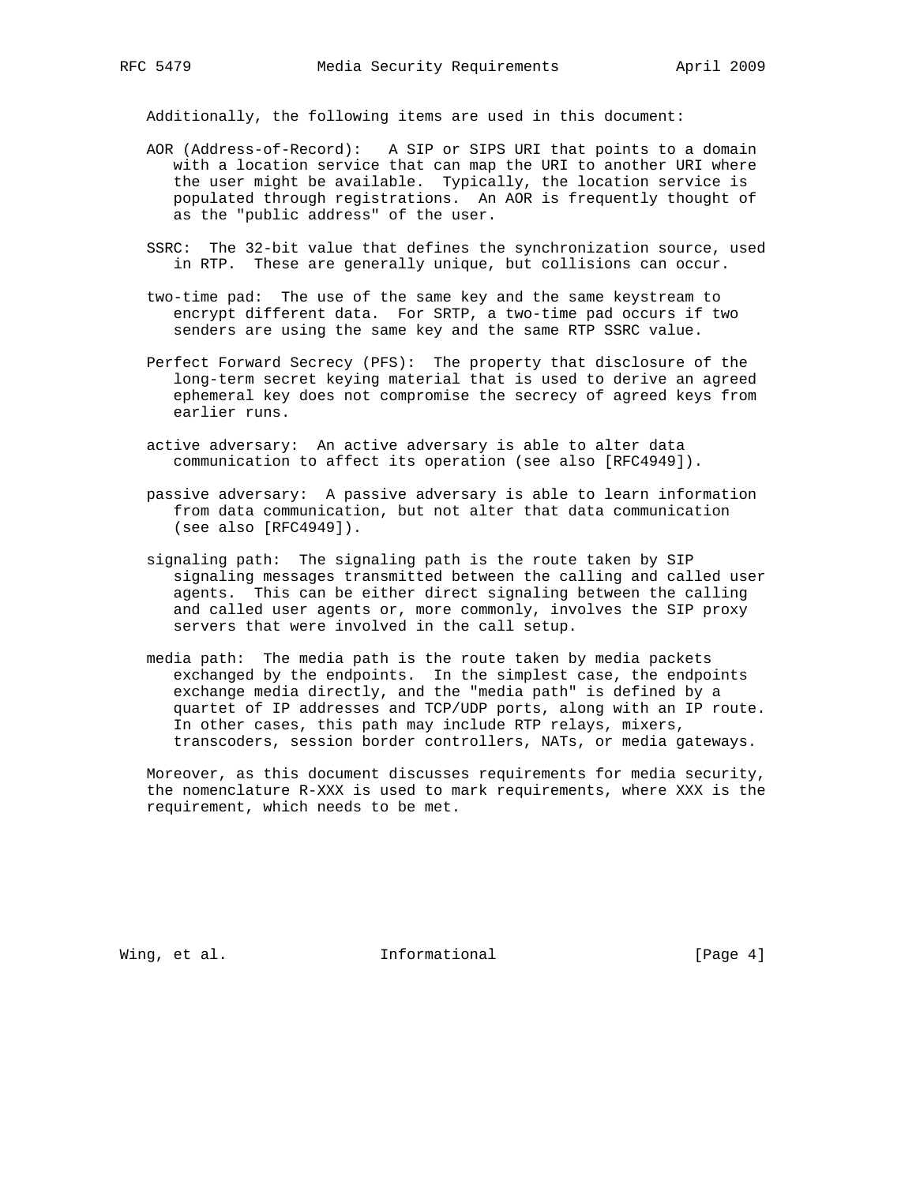Additionally, the following items are used in this document:

AOR (Address-of-Record): A SIP or SIPS URI that points to a domain with a location service that can map the URI to another URI where the user might be available. Typically, the location service is populated through registrations. An AOR is frequently thought of as the "public address" of the user.

SSRC: The 32-bit value that defines the synchronization source, used in RTP. These are generally unique, but collisions can occur.

two-time pad: The use of the same key and the same keystream to encrypt different data. For SRTP, a two-time pad occurs if two senders are using the same key and the same RTP SSRC value.

Perfect Forward Secrecy (PFS): The property that disclosure of the long-term secret keying material that is used to derive an agreed ephemeral key does not compromise the secrecy of agreed keys from earlier runs.

active adversary: An active adversary is able to alter data communication to affect its operation (see also [RFC4949]).

passive adversary: A passive adversary is able to learn information from data communication, but not alter that data communication (see also [RFC4949]).

signaling path: The signaling path is the route taken by SIP signaling messages transmitted between the calling and called user agents. This can be either direct signaling between the calling and called user agents or, more commonly, involves the SIP proxy servers that were involved in the call setup.

media path: The media path is the route taken by media packets exchanged by the endpoints. In the simplest case, the endpoints exchange media directly, and the "media path" is defined by a quartet of IP addresses and TCP/UDP ports, along with an IP route. In other cases, this path may include RTP relays, mixers, transcoders, session border controllers, NATs, or media gateways.

Moreover, as this document discusses requirements for media security, the nomenclature R-XXX is used to mark requirements, where XXX is the requirement, which needs to be met.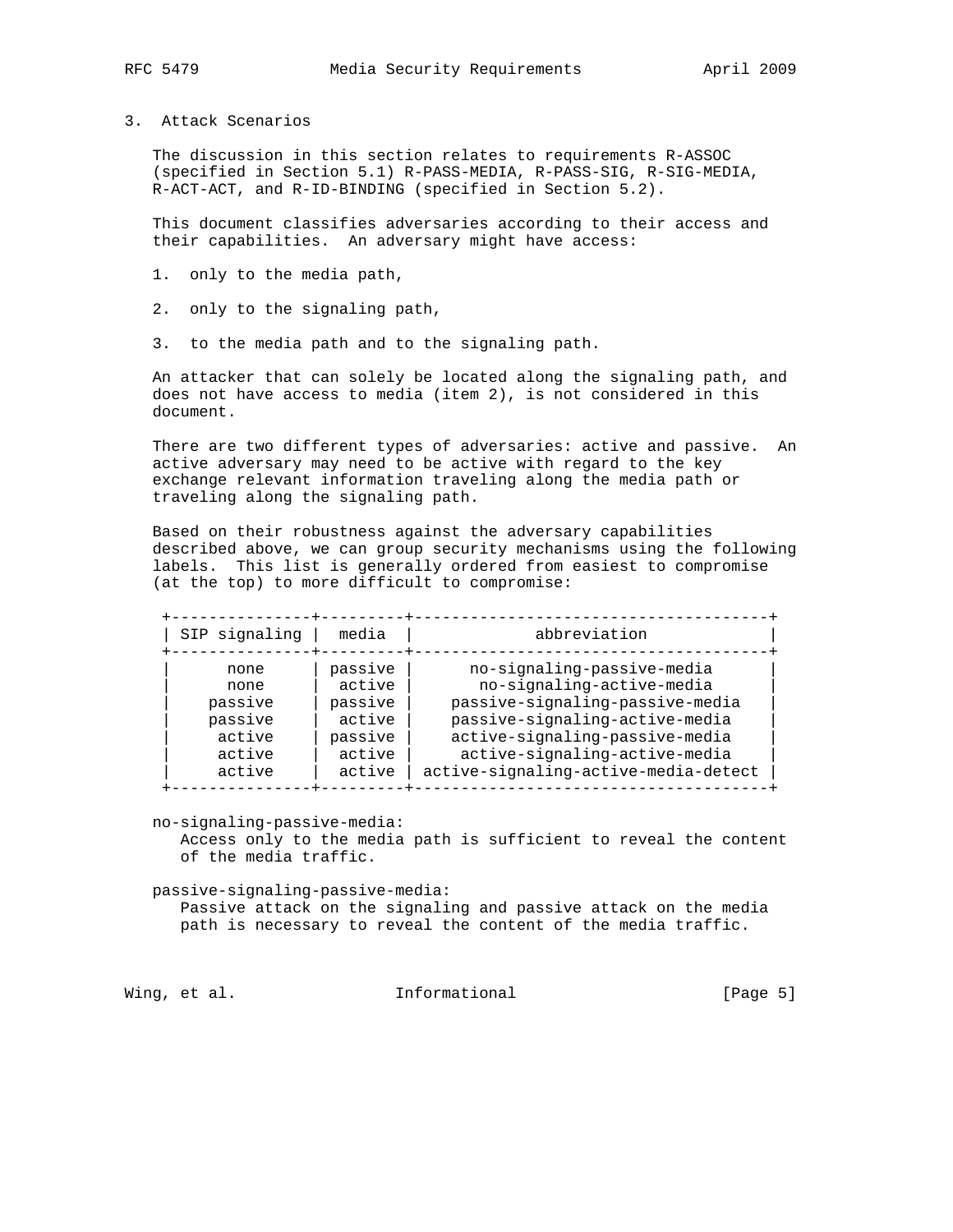## 3. Attack Scenarios

The discussion in this section relates to requirements R-ASSOC (specified in Section 5.1) R-PASS-MEDIA, R-PASS-SIG, R-SIG-MEDIA, R-ACT-ACT, and R-ID-BINDING (specified in Section 5.2).

This document classifies adversaries according to their access and their capabilities. An adversary might have access:

1. only to the media path,

2. only to the signaling path,

3. to the media path and to the signaling path.

An attacker that can solely be located along the signaling path, and does not have access to media (item 2), is not considered in this document.

There are two different types of adversaries: active and passive. An active adversary may need to be active with regard to the key exchange relevant information traveling along the media path or traveling along the signaling path.

Based on their robustness against the adversary capabilities described above, we can group security mechanisms using the following labels. This list is generally ordered from easiest to compromise (at the top) to more difficult to compromise:

| SIP signaling | media | abbreviation |
|---|---|---|
| none | passive | no-signaling-passive-media |
| none | active | no-signaling-active-media |
| passive | passive | passive-signaling-passive-media |
| passive | active | passive-signaling-active-media |
| active | passive | active-signaling-passive-media |
| active | active | active-signaling-active-media |
| active | active | active-signaling-active-media-detect |

no-signaling-passive-media:
: Access only to the media path is sufficient to reveal the content of the media traffic.

passive-signaling-passive-media:
: Passive attack on the signaling and passive attack on the media path is necessary to reveal the content of the media traffic.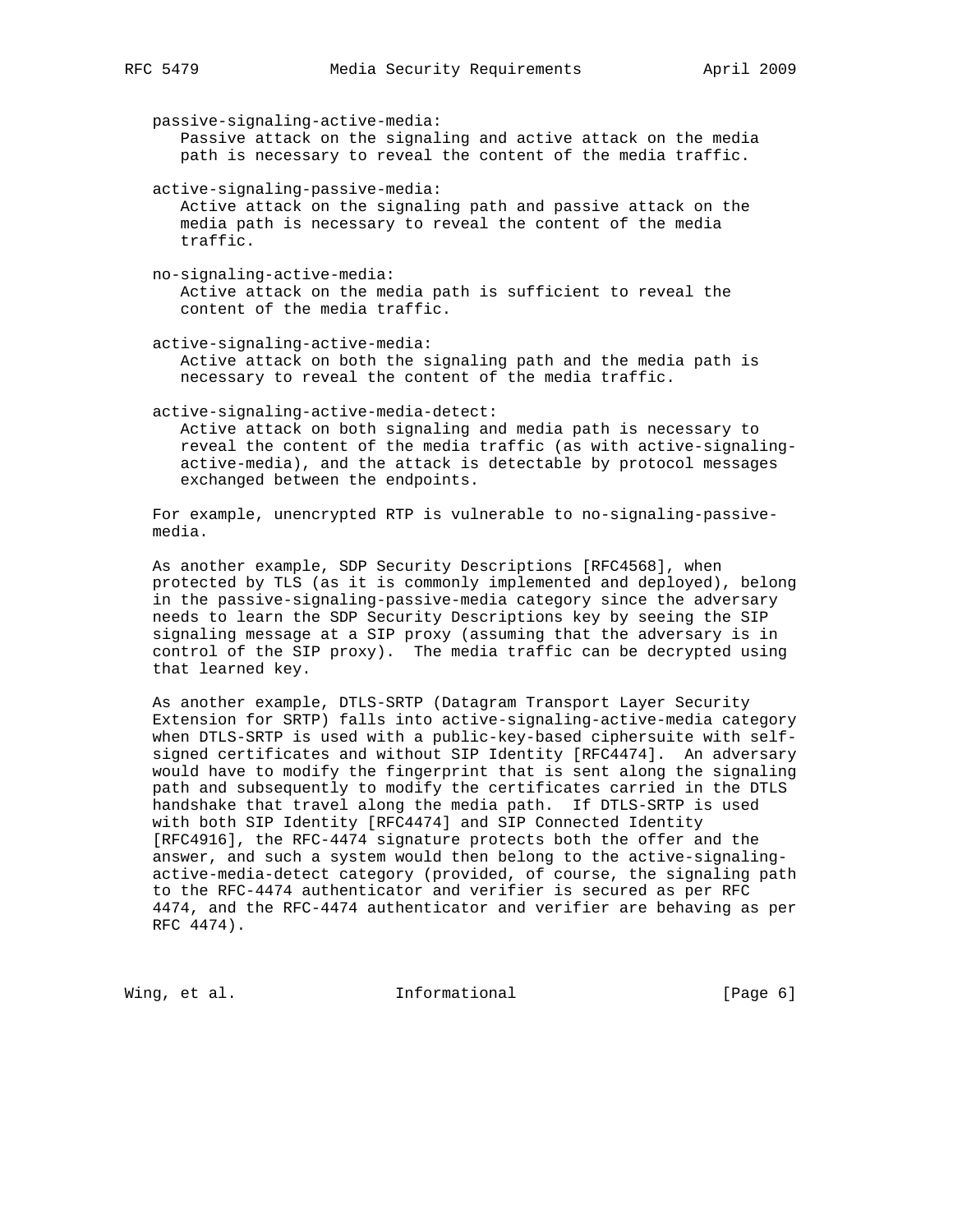passive-signaling-active-media:
Passive attack on the signaling and active attack on the media path is necessary to reveal the content of the media traffic.

active-signaling-passive-media:
Active attack on the signaling path and passive attack on the media path is necessary to reveal the content of the media traffic.

no-signaling-active-media:
Active attack on the media path is sufficient to reveal the content of the media traffic.

active-signaling-active-media:
Active attack on both the signaling path and the media path is necessary to reveal the content of the media traffic.

active-signaling-active-media-detect:
Active attack on both signaling and media path is necessary to reveal the content of the media traffic (as with active-signaling-active-media), and the attack is detectable by protocol messages exchanged between the endpoints.

For example, unencrypted RTP is vulnerable to no-signaling-passive-media.

As another example, SDP Security Descriptions [RFC4568], when protected by TLS (as it is commonly implemented and deployed), belong in the passive-signaling-passive-media category since the adversary needs to learn the SDP Security Descriptions key by seeing the SIP signaling message at a SIP proxy (assuming that the adversary is in control of the SIP proxy). The media traffic can be decrypted using that learned key.

As another example, DTLS-SRTP (Datagram Transport Layer Security Extension for SRTP) falls into active-signaling-active-media category when DTLS-SRTP is used with a public-key-based ciphersuite with self-signed certificates and without SIP Identity [RFC4474]. An adversary would have to modify the fingerprint that is sent along the signaling path and subsequently to modify the certificates carried in the DTLS handshake that travel along the media path. If DTLS-SRTP is used with both SIP Identity [RFC4474] and SIP Connected Identity [RFC4916], the RFC-4474 signature protects both the offer and the answer, and such a system would then belong to the active-signaling-active-media-detect category (provided, of course, the signaling path to the RFC-4474 authenticator and verifier is secured as per RFC 4474, and the RFC-4474 authenticator and verifier are behaving as per RFC 4474).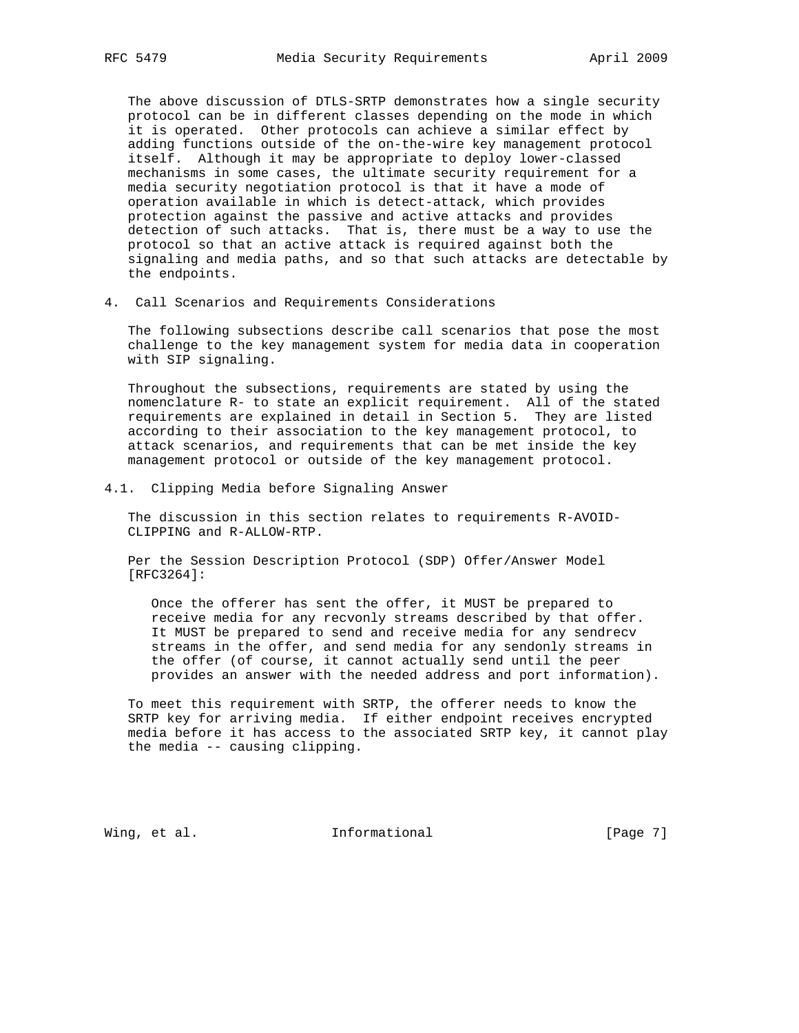The above discussion of DTLS-SRTP demonstrates how a single security protocol can be in different classes depending on the mode in which it is operated. Other protocols can achieve a similar effect by adding functions outside of the on-the-wire key management protocol itself. Although it may be appropriate to deploy lower-classed mechanisms in some cases, the ultimate security requirement for a media security negotiation protocol is that it have a mode of operation available in which is detect-attack, which provides protection against the passive and active attacks and provides detection of such attacks. That is, there must be a way to use the protocol so that an active attack is required against both the signaling and media paths, and so that such attacks are detectable by the endpoints.

## 4. Call Scenarios and Requirements Considerations

The following subsections describe call scenarios that pose the most challenge to the key management system for media data in cooperation with SIP signaling.

Throughout the subsections, requirements are stated by using the nomenclature R- to state an explicit requirement. All of the stated requirements are explained in detail in Section 5. They are listed according to their association to the key management protocol, to attack scenarios, and requirements that can be met inside the key management protocol or outside of the key management protocol.

### 4.1. Clipping Media before Signaling Answer

The discussion in this section relates to requirements R-AVOID-CLIPPING and R-ALLOW-RTP.

Per the Session Description Protocol (SDP) Offer/Answer Model [RFC3264]:

> Once the offerer has sent the offer, it MUST be prepared to receive media for any recvonly streams described by that offer. It MUST be prepared to send and receive media for any sendrecv streams in the offer, and send media for any sendonly streams in the offer (of course, it cannot actually send until the peer provides an answer with the needed address and port information).

To meet this requirement with SRTP, the offerer needs to know the SRTP key for arriving media. If either endpoint receives encrypted media before it has access to the associated SRTP key, it cannot play the media -- causing clipping.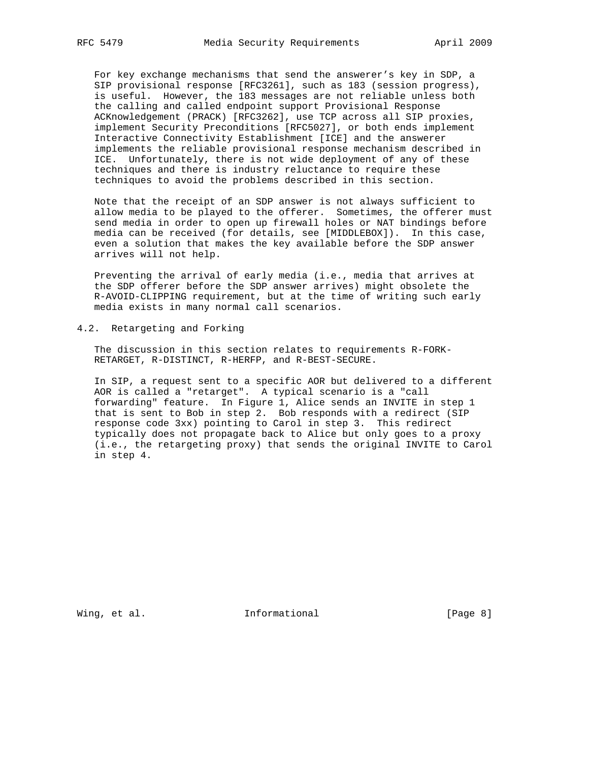For key exchange mechanisms that send the answerer's key in SDP, a SIP provisional response [RFC3261], such as 183 (session progress), is useful. However, the 183 messages are not reliable unless both the calling and called endpoint support Provisional Response ACKnowledgement (PRACK) [RFC3262], use TCP across all SIP proxies, implement Security Preconditions [RFC5027], or both ends implement Interactive Connectivity Establishment [ICE] and the answerer implements the reliable provisional response mechanism described in ICE. Unfortunately, there is not wide deployment of any of these techniques and there is industry reluctance to require these techniques to avoid the problems described in this section.

Note that the receipt of an SDP answer is not always sufficient to allow media to be played to the offerer. Sometimes, the offerer must send media in order to open up firewall holes or NAT bindings before media can be received (for details, see [MIDDLEBOX]). In this case, even a solution that makes the key available before the SDP answer arrives will not help.

Preventing the arrival of early media (i.e., media that arrives at the SDP offerer before the SDP answer arrives) might obsolete the R-AVOID-CLIPPING requirement, but at the time of writing such early media exists in many normal call scenarios.

## 4.2. Retargeting and Forking

The discussion in this section relates to requirements R-FORK-RETARGET, R-DISTINCT, R-HERFP, and R-BEST-SECURE.

In SIP, a request sent to a specific AOR but delivered to a different AOR is called a "retarget". A typical scenario is a "call forwarding" feature. In Figure 1, Alice sends an INVITE in step 1 that is sent to Bob in step 2. Bob responds with a redirect (SIP response code 3xx) pointing to Carol in step 3. This redirect typically does not propagate back to Alice but only goes to a proxy (i.e., the retargeting proxy) that sends the original INVITE to Carol in step 4.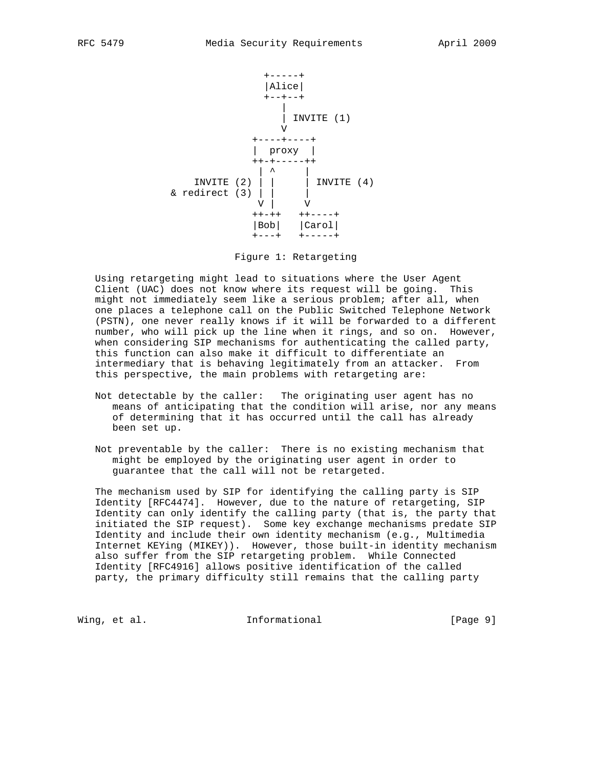```
                          +-----+
                          |Alice|
                          +--+--+
                             |
                             | INVITE (1)
                             V
                        +----+----+
                        |  proxy  |
                        ++-+-----++
                         | ^     |
             INVITE (2) | |     | INVITE (4)
          & redirect (3) | |     |
                         V |     V
                        ++-++   ++----+
                        |Bob|   |Carol|
                        +---+   +-----+
```

Figure 1: Retargeting

Using retargeting might lead to situations where the User Agent Client (UAC) does not know where its request will be going. This might not immediately seem like a serious problem; after all, when one places a telephone call on the Public Switched Telephone Network (PSTN), one never really knows if it will be forwarded to a different number, who will pick up the line when it rings, and so on. However, when considering SIP mechanisms for authenticating the called party, this function can also make it difficult to differentiate an intermediary that is behaving legitimately from an attacker. From this perspective, the main problems with retargeting are:

Not detectable by the caller: The originating user agent has no means of anticipating that the condition will arise, nor any means of determining that it has occurred until the call has already been set up.

Not preventable by the caller: There is no existing mechanism that might be employed by the originating user agent in order to guarantee that the call will not be retargeted.

The mechanism used by SIP for identifying the calling party is SIP Identity [RFC4474]. However, due to the nature of retargeting, SIP Identity can only identify the calling party (that is, the party that initiated the SIP request). Some key exchange mechanisms predate SIP Identity and include their own identity mechanism (e.g., Multimedia Internet KEYing (MIKEY)). However, those built-in identity mechanism also suffer from the SIP retargeting problem. While Connected Identity [RFC4916] allows positive identification of the called party, the primary difficulty still remains that the calling party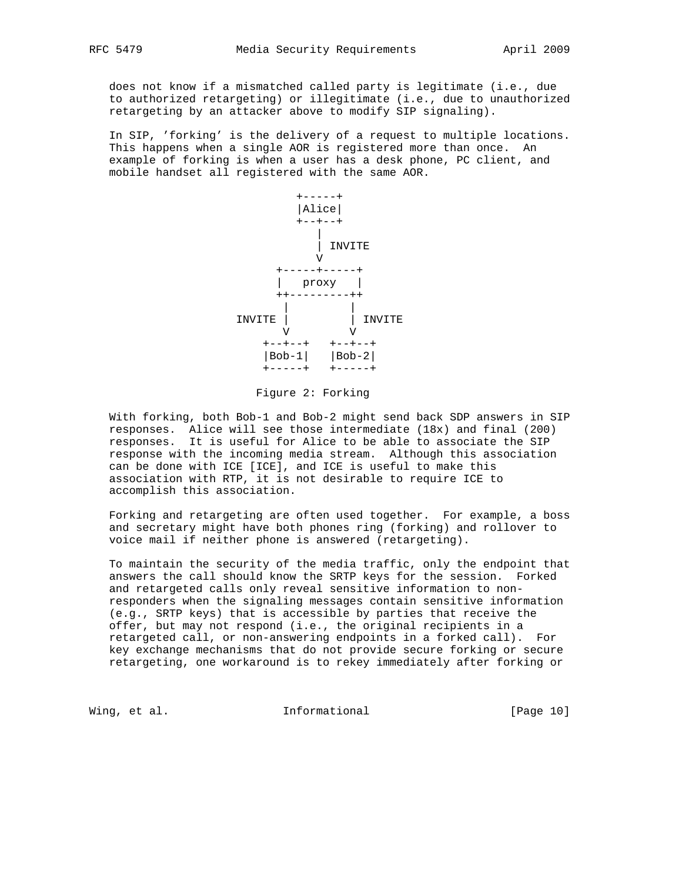does not know if a mismatched called party is legitimate (i.e., due to authorized retargeting) or illegitimate (i.e., due to unauthorized retargeting by an attacker above to modify SIP signaling).

In SIP, 'forking' is the delivery of a request to multiple locations. This happens when a single AOR is registered more than once. An example of forking is when a user has a desk phone, PC client, and mobile handset all registered with the same AOR.

```
                       +-----+
                       |Alice|
                       +--+--+
                          |
                          | INVITE
                          V
                    +-----+-----+
                    |   proxy   |
                    ++---------++
                     |         |
             INVITE  |         | INVITE
                     V         V
                  +--+--+   +--+--+
                  |Bob-1|   |Bob-2|
                  +-----+   +-----+
```

Figure 2: Forking

With forking, both Bob-1 and Bob-2 might send back SDP answers in SIP responses. Alice will see those intermediate (18x) and final (200) responses. It is useful for Alice to be able to associate the SIP response with the incoming media stream. Although this association can be done with ICE [ICE], and ICE is useful to make this association with RTP, it is not desirable to require ICE to accomplish this association.

Forking and retargeting are often used together. For example, a boss and secretary might have both phones ring (forking) and rollover to voice mail if neither phone is answered (retargeting).

To maintain the security of the media traffic, only the endpoint that answers the call should know the SRTP keys for the session. Forked and retargeted calls only reveal sensitive information to non-responders when the signaling messages contain sensitive information (e.g., SRTP keys) that is accessible by parties that receive the offer, but may not respond (i.e., the original recipients in a retargeted call, or non-answering endpoints in a forked call). For key exchange mechanisms that do not provide secure forking or secure retargeting, one workaround is to rekey immediately after forking or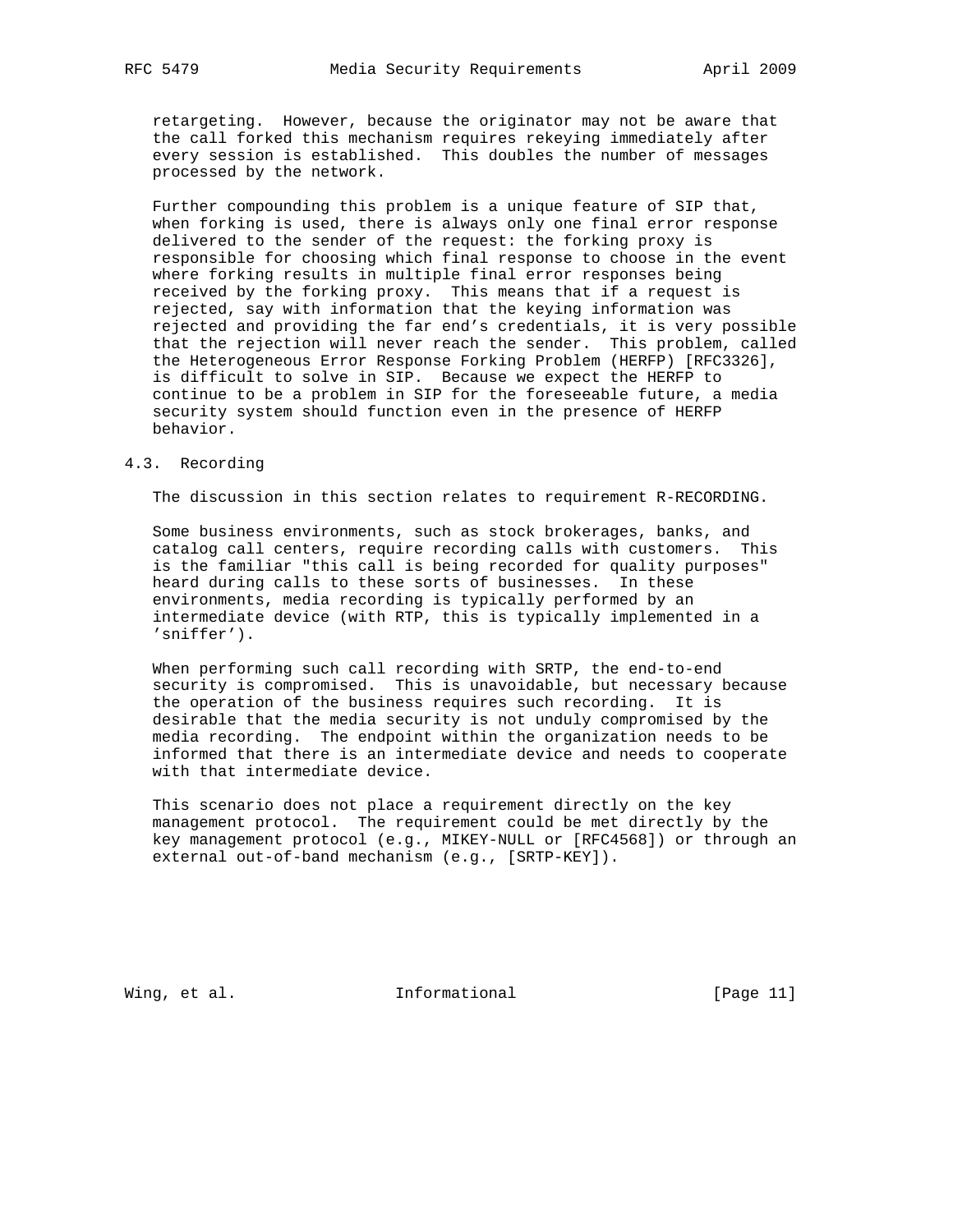retargeting. However, because the originator may not be aware that the call forked this mechanism requires rekeying immediately after every session is established. This doubles the number of messages processed by the network.

Further compounding this problem is a unique feature of SIP that, when forking is used, there is always only one final error response delivered to the sender of the request: the forking proxy is responsible for choosing which final response to choose in the event where forking results in multiple final error responses being received by the forking proxy. This means that if a request is rejected, say with information that the keying information was rejected and providing the far end's credentials, it is very possible that the rejection will never reach the sender. This problem, called the Heterogeneous Error Response Forking Problem (HERFP) [RFC3326], is difficult to solve in SIP. Because we expect the HERFP to continue to be a problem in SIP for the foreseeable future, a media security system should function even in the presence of HERFP behavior.

## 4.3. Recording

The discussion in this section relates to requirement R-RECORDING.

Some business environments, such as stock brokerages, banks, and catalog call centers, require recording calls with customers. This is the familiar "this call is being recorded for quality purposes" heard during calls to these sorts of businesses. In these environments, media recording is typically performed by an intermediate device (with RTP, this is typically implemented in a 'sniffer').

When performing such call recording with SRTP, the end-to-end security is compromised. This is unavoidable, but necessary because the operation of the business requires such recording. It is desirable that the media security is not unduly compromised by the media recording. The endpoint within the organization needs to be informed that there is an intermediate device and needs to cooperate with that intermediate device.

This scenario does not place a requirement directly on the key management protocol. The requirement could be met directly by the key management protocol (e.g., MIKEY-NULL or [RFC4568]) or through an external out-of-band mechanism (e.g., [SRTP-KEY]).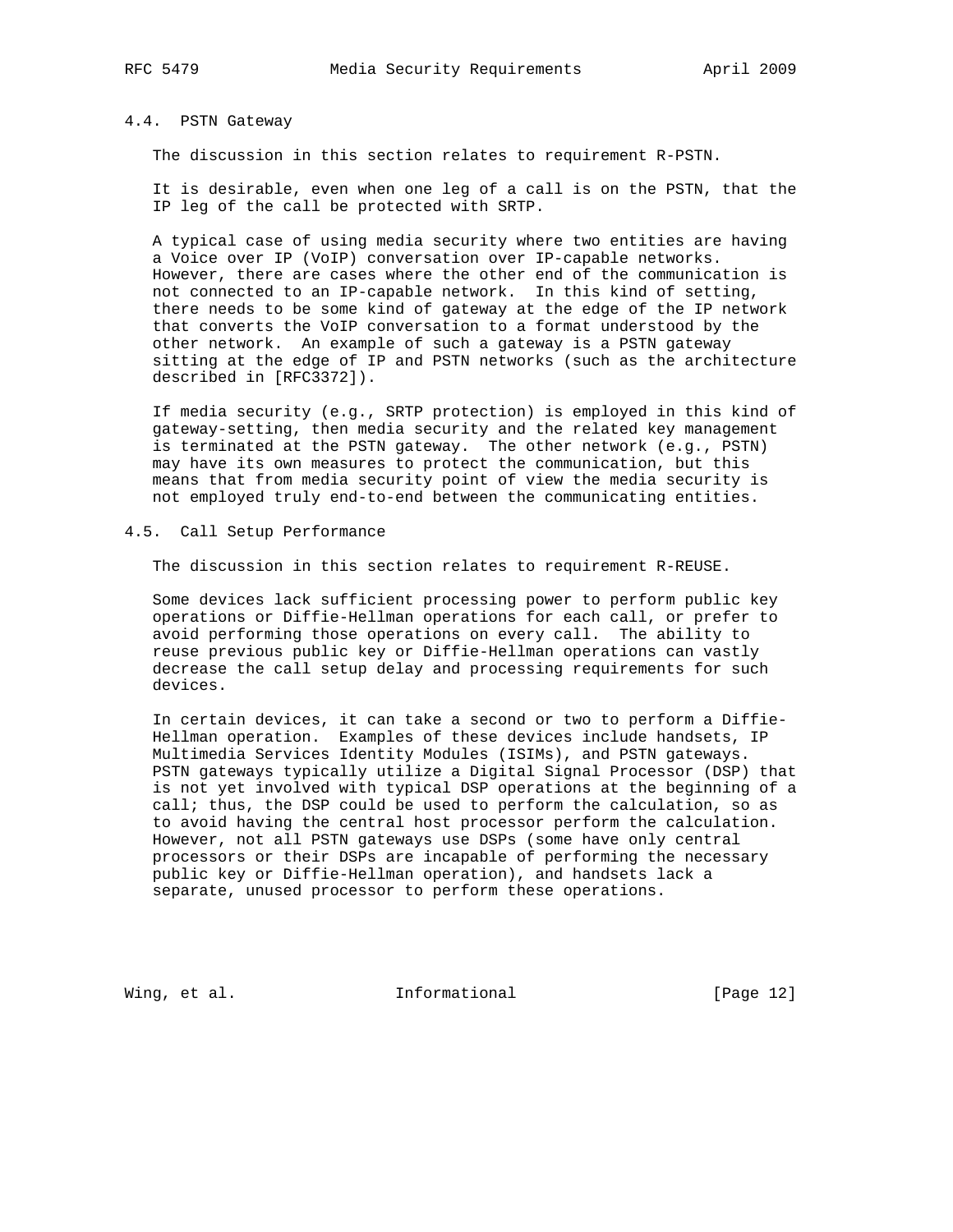### 4.4. PSTN Gateway

The discussion in this section relates to requirement R-PSTN.

It is desirable, even when one leg of a call is on the PSTN, that the IP leg of the call be protected with SRTP.

A typical case of using media security where two entities are having a Voice over IP (VoIP) conversation over IP-capable networks. However, there are cases where the other end of the communication is not connected to an IP-capable network. In this kind of setting, there needs to be some kind of gateway at the edge of the IP network that converts the VoIP conversation to a format understood by the other network. An example of such a gateway is a PSTN gateway sitting at the edge of IP and PSTN networks (such as the architecture described in [RFC3372]).

If media security (e.g., SRTP protection) is employed in this kind of gateway-setting, then media security and the related key management is terminated at the PSTN gateway. The other network (e.g., PSTN) may have its own measures to protect the communication, but this means that from media security point of view the media security is not employed truly end-to-end between the communicating entities.

### 4.5. Call Setup Performance

The discussion in this section relates to requirement R-REUSE.

Some devices lack sufficient processing power to perform public key operations or Diffie-Hellman operations for each call, or prefer to avoid performing those operations on every call. The ability to reuse previous public key or Diffie-Hellman operations can vastly decrease the call setup delay and processing requirements for such devices.

In certain devices, it can take a second or two to perform a Diffie-Hellman operation. Examples of these devices include handsets, IP Multimedia Services Identity Modules (ISIMs), and PSTN gateways. PSTN gateways typically utilize a Digital Signal Processor (DSP) that is not yet involved with typical DSP operations at the beginning of a call; thus, the DSP could be used to perform the calculation, so as to avoid having the central host processor perform the calculation. However, not all PSTN gateways use DSPs (some have only central processors or their DSPs are incapable of performing the necessary public key or Diffie-Hellman operation), and handsets lack a separate, unused processor to perform these operations.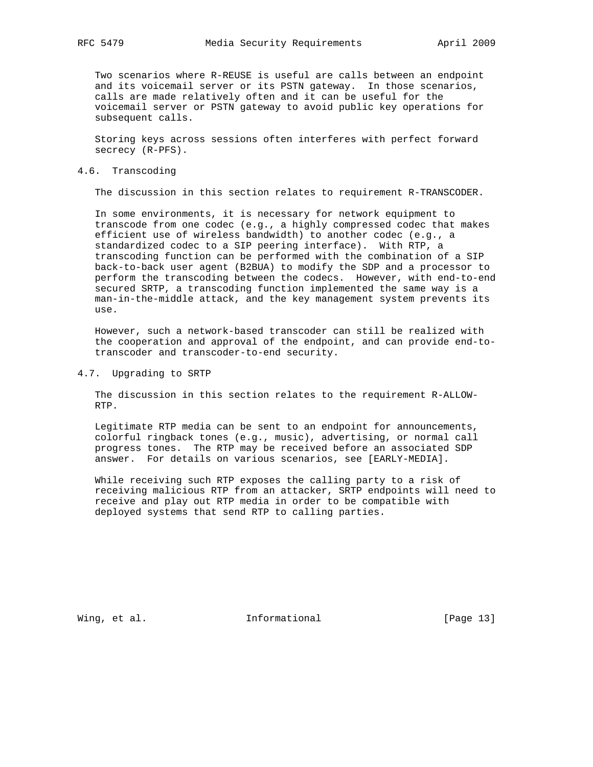Two scenarios where R-REUSE is useful are calls between an endpoint and its voicemail server or its PSTN gateway. In those scenarios, calls are made relatively often and it can be useful for the voicemail server or PSTN gateway to avoid public key operations for subsequent calls.

Storing keys across sessions often interferes with perfect forward secrecy (R-PFS).

## 4.6. Transcoding

The discussion in this section relates to requirement R-TRANSCODER.

In some environments, it is necessary for network equipment to transcode from one codec (e.g., a highly compressed codec that makes efficient use of wireless bandwidth) to another codec (e.g., a standardized codec to a SIP peering interface). With RTP, a transcoding function can be performed with the combination of a SIP back-to-back user agent (B2BUA) to modify the SDP and a processor to perform the transcoding between the codecs. However, with end-to-end secured SRTP, a transcoding function implemented the same way is a man-in-the-middle attack, and the key management system prevents its use.

However, such a network-based transcoder can still be realized with the cooperation and approval of the endpoint, and can provide end-to-transcoder and transcoder-to-end security.

## 4.7. Upgrading to SRTP

The discussion in this section relates to the requirement R-ALLOW-RTP.

Legitimate RTP media can be sent to an endpoint for announcements, colorful ringback tones (e.g., music), advertising, or normal call progress tones. The RTP may be received before an associated SDP answer. For details on various scenarios, see [EARLY-MEDIA].

While receiving such RTP exposes the calling party to a risk of receiving malicious RTP from an attacker, SRTP endpoints will need to receive and play out RTP media in order to be compatible with deployed systems that send RTP to calling parties.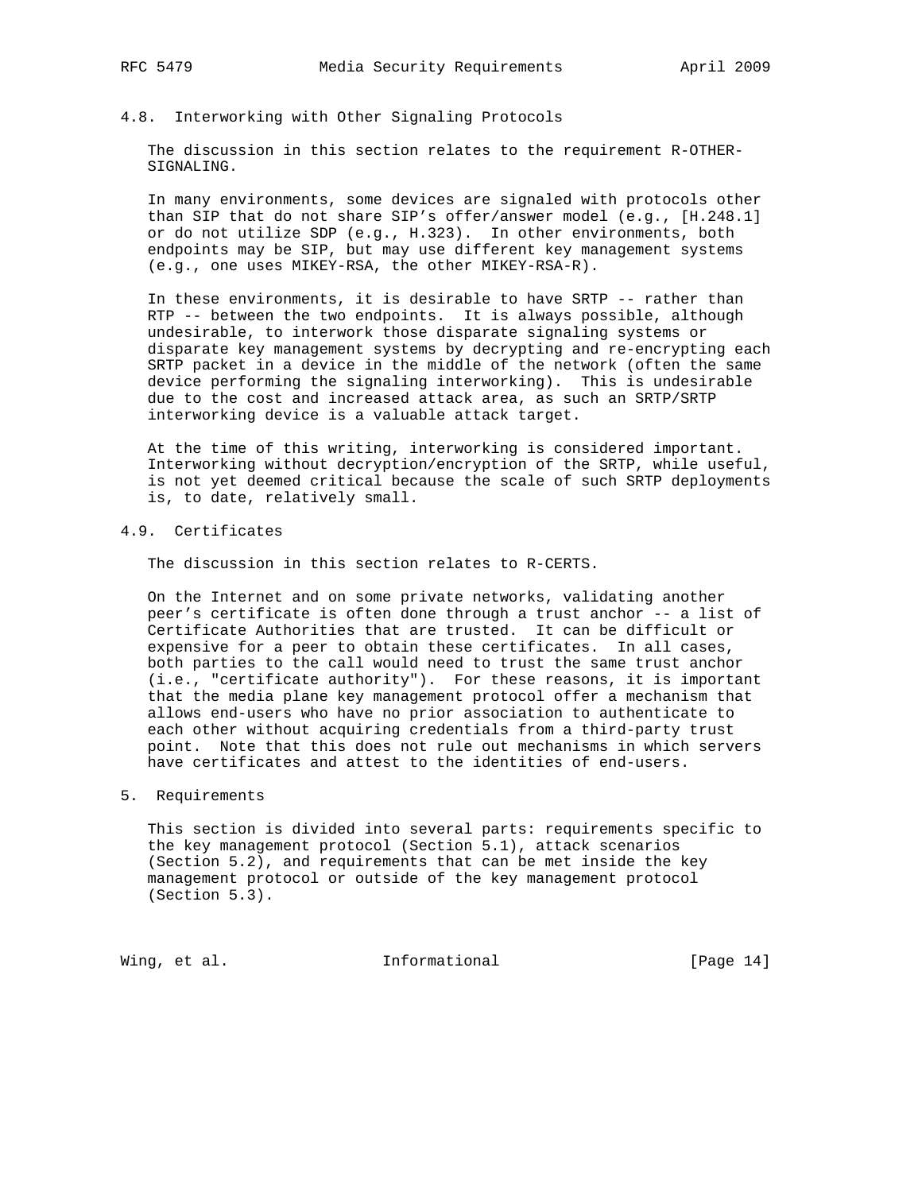### 4.8. Interworking with Other Signaling Protocols

The discussion in this section relates to the requirement R-OTHER-SIGNALING.

In many environments, some devices are signaled with protocols other than SIP that do not share SIP's offer/answer model (e.g., [H.248.1] or do not utilize SDP (e.g., H.323). In other environments, both endpoints may be SIP, but may use different key management systems (e.g., one uses MIKEY-RSA, the other MIKEY-RSA-R).

In these environments, it is desirable to have SRTP -- rather than RTP -- between the two endpoints. It is always possible, although undesirable, to interwork those disparate signaling systems or disparate key management systems by decrypting and re-encrypting each SRTP packet in a device in the middle of the network (often the same device performing the signaling interworking). This is undesirable due to the cost and increased attack area, as such an SRTP/SRTP interworking device is a valuable attack target.

At the time of this writing, interworking is considered important. Interworking without decryption/encryption of the SRTP, while useful, is not yet deemed critical because the scale of such SRTP deployments is, to date, relatively small.

### 4.9. Certificates

The discussion in this section relates to R-CERTS.

On the Internet and on some private networks, validating another peer's certificate is often done through a trust anchor -- a list of Certificate Authorities that are trusted. It can be difficult or expensive for a peer to obtain these certificates. In all cases, both parties to the call would need to trust the same trust anchor (i.e., "certificate authority"). For these reasons, it is important that the media plane key management protocol offer a mechanism that allows end-users who have no prior association to authenticate to each other without acquiring credentials from a third-party trust point. Note that this does not rule out mechanisms in which servers have certificates and attest to the identities of end-users.

## 5. Requirements

This section is divided into several parts: requirements specific to the key management protocol (Section 5.1), attack scenarios (Section 5.2), and requirements that can be met inside the key management protocol or outside of the key management protocol (Section 5.3).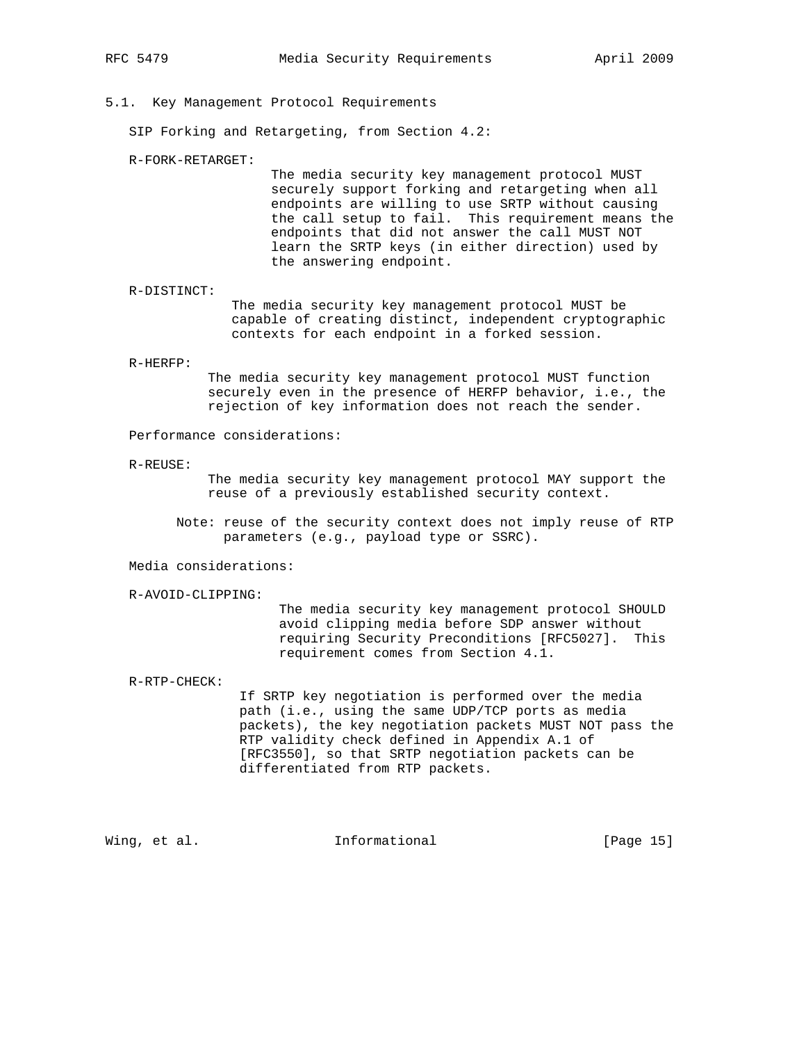### 5.1. Key Management Protocol Requirements

SIP Forking and Retargeting, from Section 4.2:

R-FORK-RETARGET:
: The media security key management protocol MUST securely support forking and retargeting when all endpoints are willing to use SRTP without causing the call setup to fail. This requirement means the endpoints that did not answer the call MUST NOT learn the SRTP keys (in either direction) used by the answering endpoint.

R-DISTINCT:
: The media security key management protocol MUST be capable of creating distinct, independent cryptographic contexts for each endpoint in a forked session.

R-HERFP:
: The media security key management protocol MUST function securely even in the presence of HERFP behavior, i.e., the rejection of key information does not reach the sender.

Performance considerations:

R-REUSE:
: The media security key management protocol MAY support the reuse of a previously established security context.

  Note: reuse of the security context does not imply reuse of RTP parameters (e.g., payload type or SSRC).

Media considerations:

R-AVOID-CLIPPING:
: The media security key management protocol SHOULD avoid clipping media before SDP answer without requiring Security Preconditions [RFC5027]. This requirement comes from Section 4.1.

R-RTP-CHECK:
: If SRTP key negotiation is performed over the media path (i.e., using the same UDP/TCP ports as media packets), the key negotiation packets MUST NOT pass the RTP validity check defined in Appendix A.1 of [RFC3550], so that SRTP negotiation packets can be differentiated from RTP packets.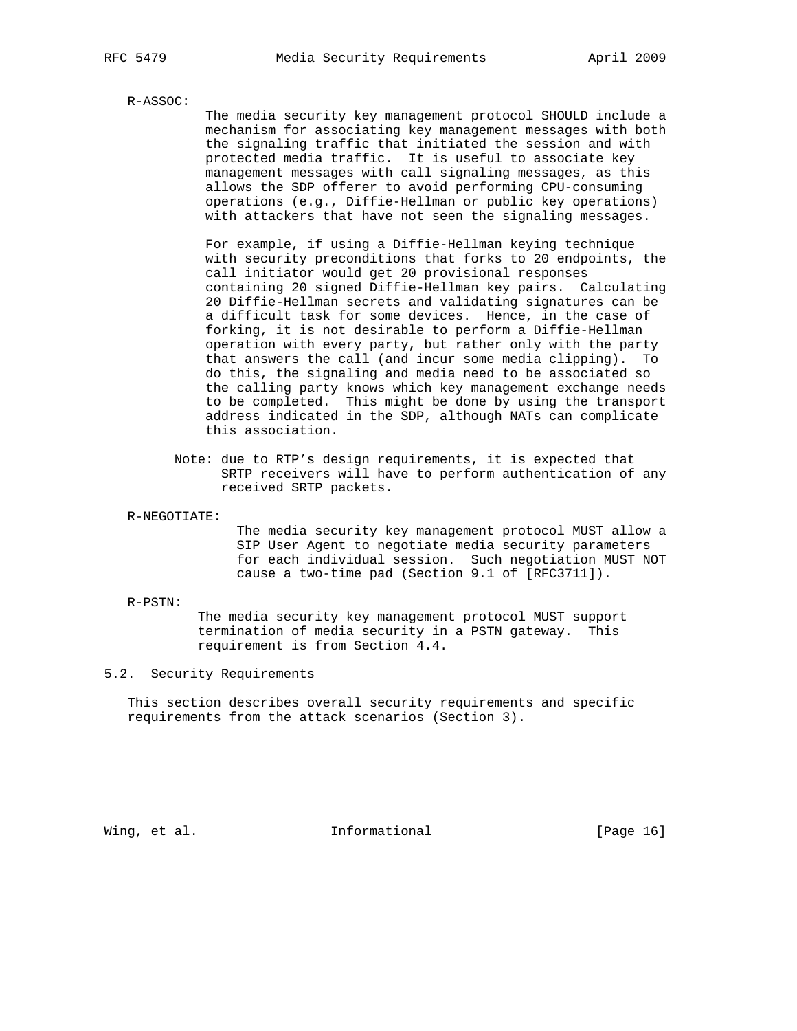R-ASSOC:

The media security key management protocol SHOULD include a mechanism for associating key management messages with both the signaling traffic that initiated the session and with protected media traffic. It is useful to associate key management messages with call signaling messages, as this allows the SDP offerer to avoid performing CPU-consuming operations (e.g., Diffie-Hellman or public key operations) with attackers that have not seen the signaling messages.

For example, if using a Diffie-Hellman keying technique with security preconditions that forks to 20 endpoints, the call initiator would get 20 provisional responses containing 20 signed Diffie-Hellman key pairs. Calculating 20 Diffie-Hellman secrets and validating signatures can be a difficult task for some devices. Hence, in the case of forking, it is not desirable to perform a Diffie-Hellman operation with every party, but rather only with the party that answers the call (and incur some media clipping). To do this, the signaling and media need to be associated so the calling party knows which key management exchange needs to be completed. This might be done by using the transport address indicated in the SDP, although NATs can complicate this association.

Note: due to RTP's design requirements, it is expected that SRTP receivers will have to perform authentication of any received SRTP packets.

R-NEGOTIATE:

The media security key management protocol MUST allow a SIP User Agent to negotiate media security parameters for each individual session. Such negotiation MUST NOT cause a two-time pad (Section 9.1 of [RFC3711]).

R-PSTN:

The media security key management protocol MUST support termination of media security in a PSTN gateway. This requirement is from Section 4.4.

## 5.2. Security Requirements

This section describes overall security requirements and specific requirements from the attack scenarios (Section 3).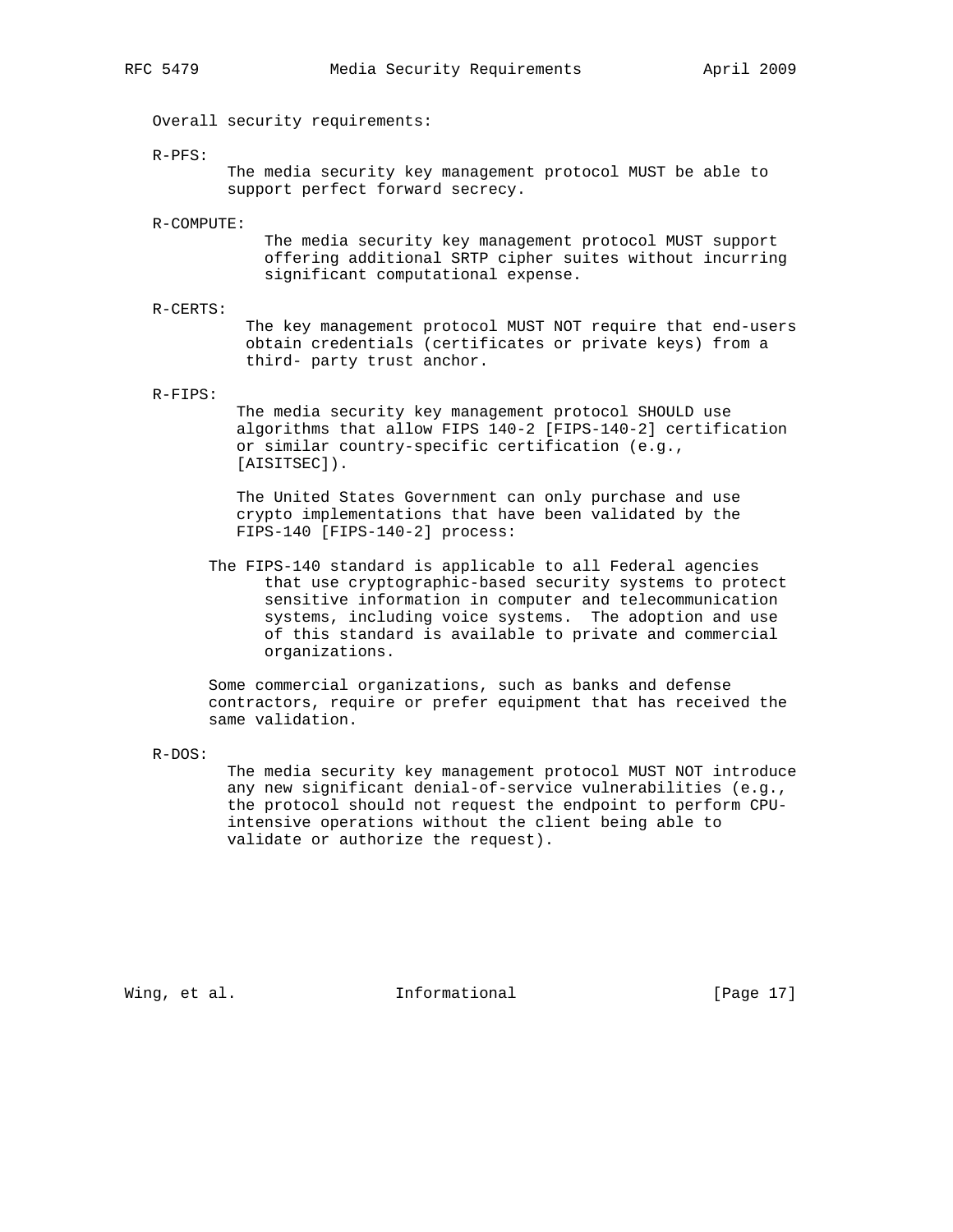Overall security requirements:

R-PFS:

The media security key management protocol MUST be able to support perfect forward secrecy.

R-COMPUTE:

The media security key management protocol MUST support offering additional SRTP cipher suites without incurring significant computational expense.

R-CERTS:

The key management protocol MUST NOT require that end-users obtain credentials (certificates or private keys) from a third- party trust anchor.

R-FIPS:

The media security key management protocol SHOULD use algorithms that allow FIPS 140-2 [FIPS-140-2] certification or similar country-specific certification (e.g., [AISITSEC]).

The United States Government can only purchase and use crypto implementations that have been validated by the FIPS-140 [FIPS-140-2] process:

> The FIPS-140 standard is applicable to all Federal agencies that use cryptographic-based security systems to protect sensitive information in computer and telecommunication systems, including voice systems. The adoption and use of this standard is available to private and commercial organizations.

Some commercial organizations, such as banks and defense contractors, require or prefer equipment that has received the same validation.

R-DOS:

The media security key management protocol MUST NOT introduce any new significant denial-of-service vulnerabilities (e.g., the protocol should not request the endpoint to perform CPU-intensive operations without the client being able to validate or authorize the request).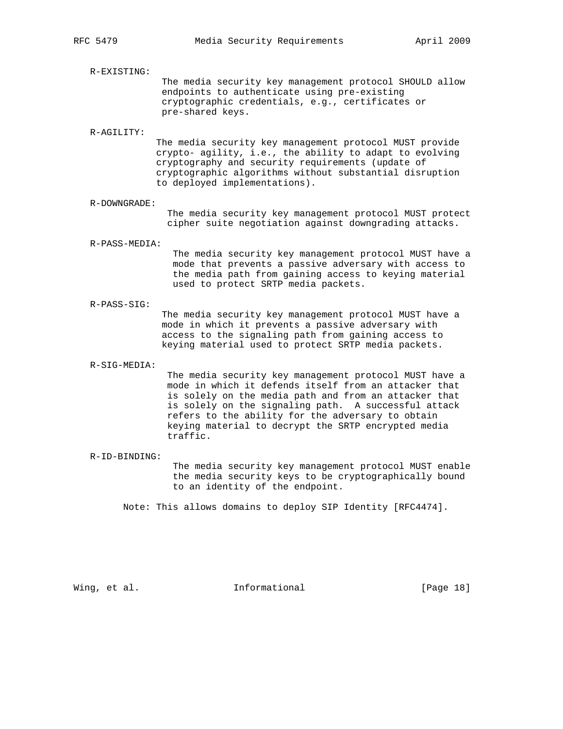R-EXISTING:
The media security key management protocol SHOULD allow endpoints to authenticate using pre-existing cryptographic credentials, e.g., certificates or pre-shared keys.

R-AGILITY:
The media security key management protocol MUST provide crypto- agility, i.e., the ability to adapt to evolving cryptography and security requirements (update of cryptographic algorithms without substantial disruption to deployed implementations).

R-DOWNGRADE:
The media security key management protocol MUST protect cipher suite negotiation against downgrading attacks.

R-PASS-MEDIA:
The media security key management protocol MUST have a mode that prevents a passive adversary with access to the media path from gaining access to keying material used to protect SRTP media packets.

R-PASS-SIG:
The media security key management protocol MUST have a mode in which it prevents a passive adversary with access to the signaling path from gaining access to keying material used to protect SRTP media packets.

R-SIG-MEDIA:
The media security key management protocol MUST have a mode in which it defends itself from an attacker that is solely on the media path and from an attacker that is solely on the signaling path. A successful attack refers to the ability for the adversary to obtain keying material to decrypt the SRTP encrypted media traffic.

R-ID-BINDING:
The media security key management protocol MUST enable the media security keys to be cryptographically bound to an identity of the endpoint.

Note: This allows domains to deploy SIP Identity [RFC4474].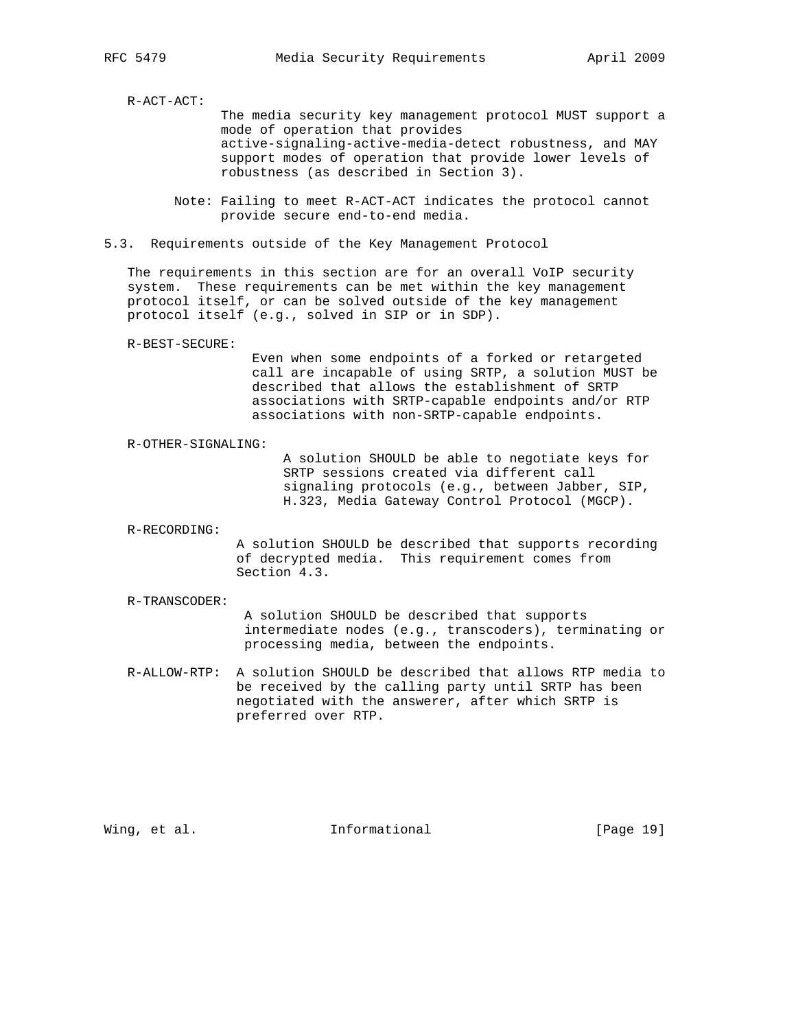R-ACT-ACT:
The media security key management protocol MUST support a mode of operation that provides active-signaling-active-media-detect robustness, and MAY support modes of operation that provide lower levels of robustness (as described in Section 3).

Note: Failing to meet R-ACT-ACT indicates the protocol cannot provide secure end-to-end media.

### 5.3. Requirements outside of the Key Management Protocol

The requirements in this section are for an overall VoIP security system. These requirements can be met within the key management protocol itself, or can be solved outside of the key management protocol itself (e.g., solved in SIP or in SDP).

R-BEST-SECURE:
Even when some endpoints of a forked or retargeted call are incapable of using SRTP, a solution MUST be described that allows the establishment of SRTP associations with SRTP-capable endpoints and/or RTP associations with non-SRTP-capable endpoints.

R-OTHER-SIGNALING:
A solution SHOULD be able to negotiate keys for SRTP sessions created via different call signaling protocols (e.g., between Jabber, SIP, H.323, Media Gateway Control Protocol (MGCP).

R-RECORDING:
A solution SHOULD be described that supports recording of decrypted media. This requirement comes from Section 4.3.

R-TRANSCODER:
A solution SHOULD be described that supports intermediate nodes (e.g., transcoders), terminating or processing media, between the endpoints.

R-ALLOW-RTP: A solution SHOULD be described that allows RTP media to be received by the calling party until SRTP has been negotiated with the answerer, after which SRTP is preferred over RTP.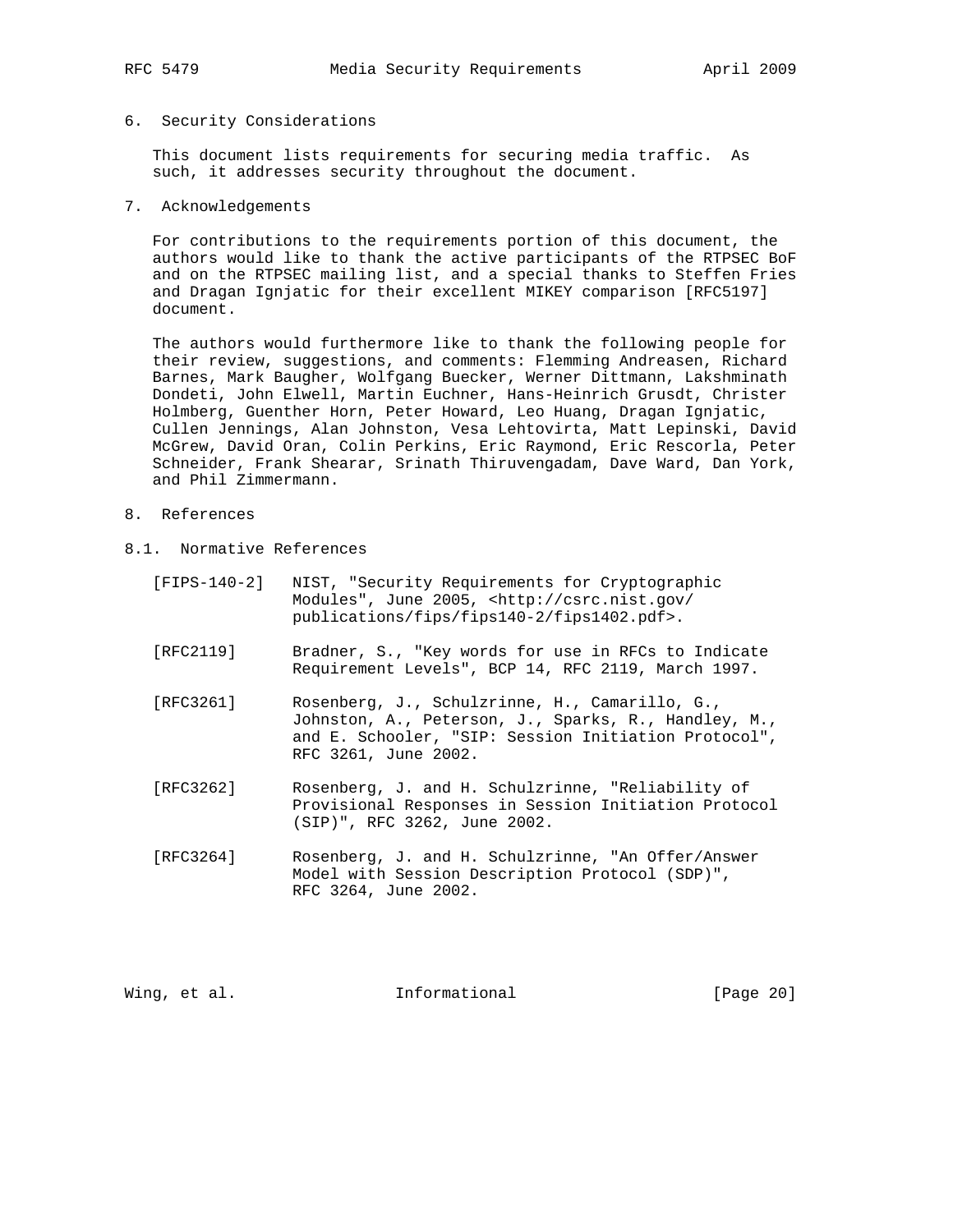## 6. Security Considerations

This document lists requirements for securing media traffic. As such, it addresses security throughout the document.

## 7. Acknowledgements

For contributions to the requirements portion of this document, the authors would like to thank the active participants of the RTPSEC BoF and on the RTPSEC mailing list, and a special thanks to Steffen Fries and Dragan Ignjatic for their excellent MIKEY comparison [RFC5197] document.

The authors would furthermore like to thank the following people for their review, suggestions, and comments: Flemming Andreasen, Richard Barnes, Mark Baugher, Wolfgang Buecker, Werner Dittmann, Lakshminath Dondeti, John Elwell, Martin Euchner, Hans-Heinrich Grusdt, Christer Holmberg, Guenther Horn, Peter Howard, Leo Huang, Dragan Ignjatic, Cullen Jennings, Alan Johnston, Vesa Lehtovirta, Matt Lepinski, David McGrew, David Oran, Colin Perkins, Eric Raymond, Eric Rescorla, Peter Schneider, Frank Shearar, Srinath Thiruvengadam, Dave Ward, Dan York, and Phil Zimmermann.

## 8. References

### 8.1. Normative References

[FIPS-140-2] NIST, "Security Requirements for Cryptographic Modules", June 2005, <http://csrc.nist.gov/publications/fips/fips140-2/fips1402.pdf>.

[RFC2119] Bradner, S., "Key words for use in RFCs to Indicate Requirement Levels", BCP 14, RFC 2119, March 1997.

[RFC3261] Rosenberg, J., Schulzrinne, H., Camarillo, G., Johnston, A., Peterson, J., Sparks, R., Handley, M., and E. Schooler, "SIP: Session Initiation Protocol", RFC 3261, June 2002.

[RFC3262] Rosenberg, J. and H. Schulzrinne, "Reliability of Provisional Responses in Session Initiation Protocol (SIP)", RFC 3262, June 2002.

[RFC3264] Rosenberg, J. and H. Schulzrinne, "An Offer/Answer Model with Session Description Protocol (SDP)", RFC 3264, June 2002.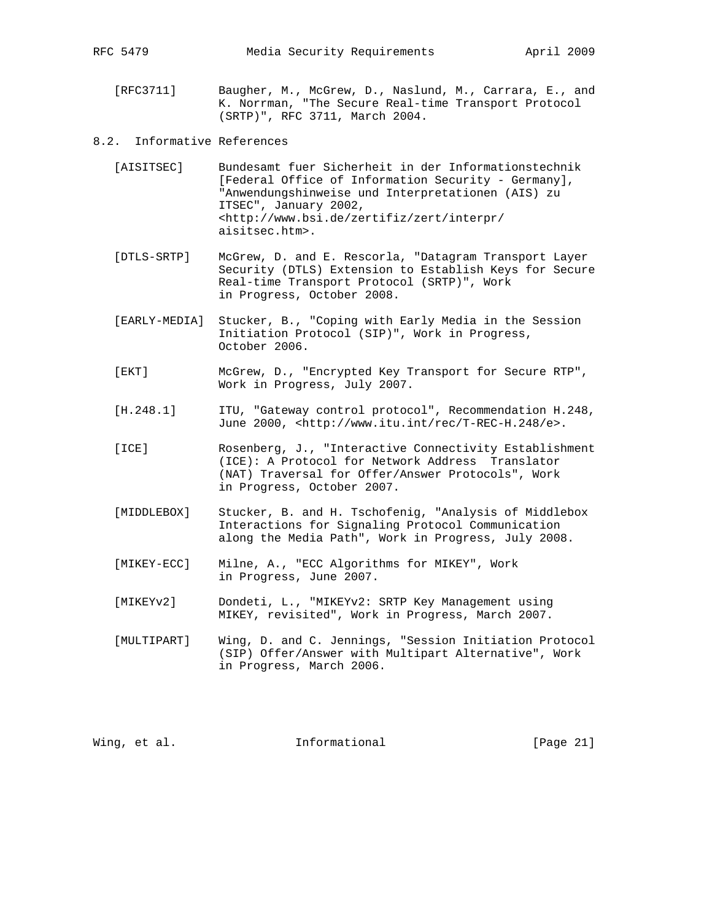[RFC3711] Baugher, M., McGrew, D., Naslund, M., Carrara, E., and K. Norrman, "The Secure Real-time Transport Protocol (SRTP)", RFC 3711, March 2004.

## 8.2. Informative References

[AISITSEC] Bundesamt fuer Sicherheit in der Informationstechnik [Federal Office of Information Security - Germany], "Anwendungshinweise und Interpretationen (AIS) zu ITSEC", January 2002, <http://www.bsi.de/zertifiz/zert/interpr/aisitsec.htm>.

[DTLS-SRTP] McGrew, D. and E. Rescorla, "Datagram Transport Layer Security (DTLS) Extension to Establish Keys for Secure Real-time Transport Protocol (SRTP)", Work in Progress, October 2008.

[EARLY-MEDIA] Stucker, B., "Coping with Early Media in the Session Initiation Protocol (SIP)", Work in Progress, October 2006.

[EKT] McGrew, D., "Encrypted Key Transport for Secure RTP", Work in Progress, July 2007.

[H.248.1] ITU, "Gateway control protocol", Recommendation H.248, June 2000, <http://www.itu.int/rec/T-REC-H.248/e>.

[ICE] Rosenberg, J., "Interactive Connectivity Establishment (ICE): A Protocol for Network Address Translator (NAT) Traversal for Offer/Answer Protocols", Work in Progress, October 2007.

[MIDDLEBOX] Stucker, B. and H. Tschofenig, "Analysis of Middlebox Interactions for Signaling Protocol Communication along the Media Path", Work in Progress, July 2008.

[MIKEY-ECC] Milne, A., "ECC Algorithms for MIKEY", Work in Progress, June 2007.

[MIKEYv2] Dondeti, L., "MIKEYv2: SRTP Key Management using MIKEY, revisited", Work in Progress, March 2007.

[MULTIPART] Wing, D. and C. Jennings, "Session Initiation Protocol (SIP) Offer/Answer with Multipart Alternative", Work in Progress, March 2006.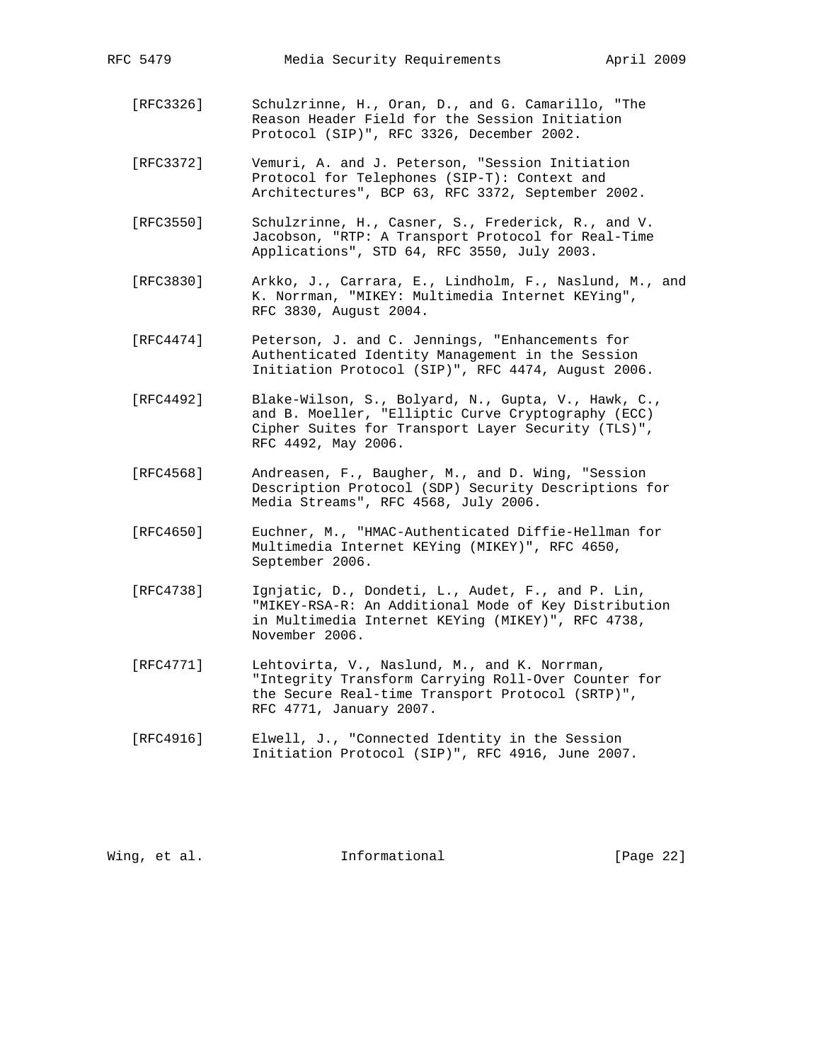[RFC3326] Schulzrinne, H., Oran, D., and G. Camarillo, "The Reason Header Field for the Session Initiation Protocol (SIP)", RFC 3326, December 2002.

[RFC3372] Vemuri, A. and J. Peterson, "Session Initiation Protocol for Telephones (SIP-T): Context and Architectures", BCP 63, RFC 3372, September 2002.

[RFC3550] Schulzrinne, H., Casner, S., Frederick, R., and V. Jacobson, "RTP: A Transport Protocol for Real-Time Applications", STD 64, RFC 3550, July 2003.

[RFC3830] Arkko, J., Carrara, E., Lindholm, F., Naslund, M., and K. Norrman, "MIKEY: Multimedia Internet KEYing", RFC 3830, August 2004.

[RFC4474] Peterson, J. and C. Jennings, "Enhancements for Authenticated Identity Management in the Session Initiation Protocol (SIP)", RFC 4474, August 2006.

[RFC4492] Blake-Wilson, S., Bolyard, N., Gupta, V., Hawk, C., and B. Moeller, "Elliptic Curve Cryptography (ECC) Cipher Suites for Transport Layer Security (TLS)", RFC 4492, May 2006.

[RFC4568] Andreasen, F., Baugher, M., and D. Wing, "Session Description Protocol (SDP) Security Descriptions for Media Streams", RFC 4568, July 2006.

[RFC4650] Euchner, M., "HMAC-Authenticated Diffie-Hellman for Multimedia Internet KEYing (MIKEY)", RFC 4650, September 2006.

[RFC4738] Ignjatic, D., Dondeti, L., Audet, F., and P. Lin, "MIKEY-RSA-R: An Additional Mode of Key Distribution in Multimedia Internet KEYing (MIKEY)", RFC 4738, November 2006.

[RFC4771] Lehtovirta, V., Naslund, M., and K. Norrman, "Integrity Transform Carrying Roll-Over Counter for the Secure Real-time Transport Protocol (SRTP)", RFC 4771, January 2007.

[RFC4916] Elwell, J., "Connected Identity in the Session Initiation Protocol (SIP)", RFC 4916, June 2007.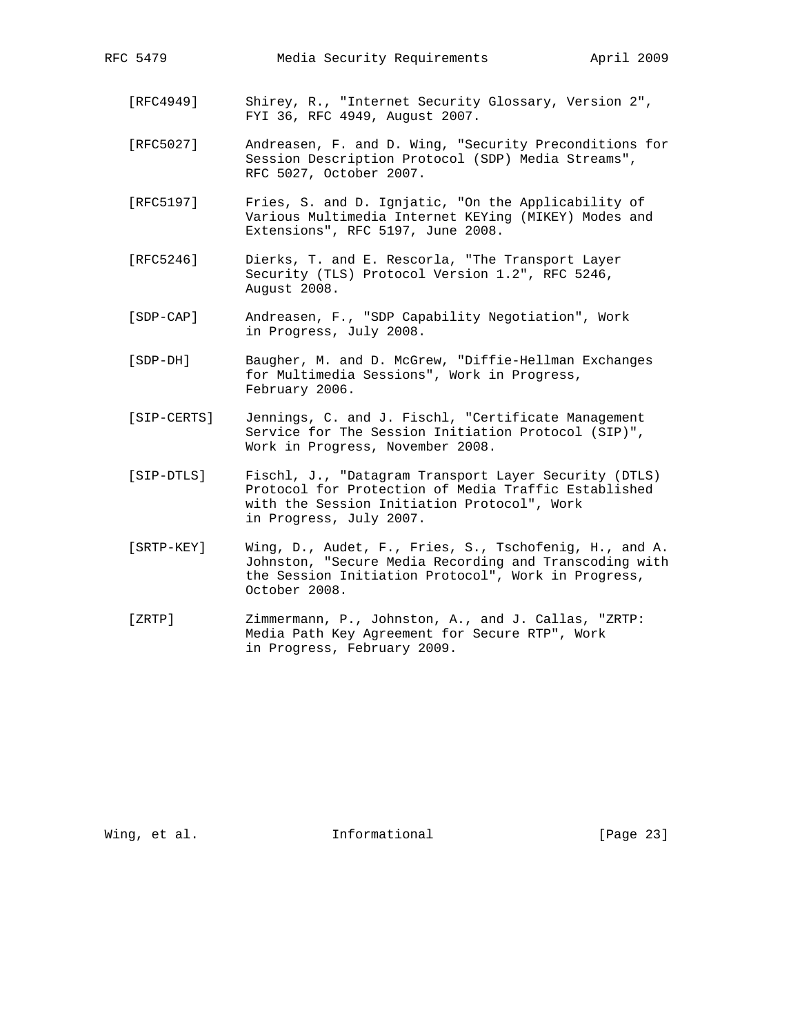[RFC4949] Shirey, R., "Internet Security Glossary, Version 2", FYI 36, RFC 4949, August 2007.

[RFC5027] Andreasen, F. and D. Wing, "Security Preconditions for Session Description Protocol (SDP) Media Streams", RFC 5027, October 2007.

[RFC5197] Fries, S. and D. Ignjatic, "On the Applicability of Various Multimedia Internet KEYing (MIKEY) Modes and Extensions", RFC 5197, June 2008.

[RFC5246] Dierks, T. and E. Rescorla, "The Transport Layer Security (TLS) Protocol Version 1.2", RFC 5246, August 2008.

[SDP-CAP] Andreasen, F., "SDP Capability Negotiation", Work in Progress, July 2008.

[SDP-DH] Baugher, M. and D. McGrew, "Diffie-Hellman Exchanges for Multimedia Sessions", Work in Progress, February 2006.

[SIP-CERTS] Jennings, C. and J. Fischl, "Certificate Management Service for The Session Initiation Protocol (SIP)", Work in Progress, November 2008.

[SIP-DTLS] Fischl, J., "Datagram Transport Layer Security (DTLS) Protocol for Protection of Media Traffic Established with the Session Initiation Protocol", Work in Progress, July 2007.

[SRTP-KEY] Wing, D., Audet, F., Fries, S., Tschofenig, H., and A. Johnston, "Secure Media Recording and Transcoding with the Session Initiation Protocol", Work in Progress, October 2008.

[ZRTP] Zimmermann, P., Johnston, A., and J. Callas, "ZRTP: Media Path Key Agreement for Secure RTP", Work in Progress, February 2009.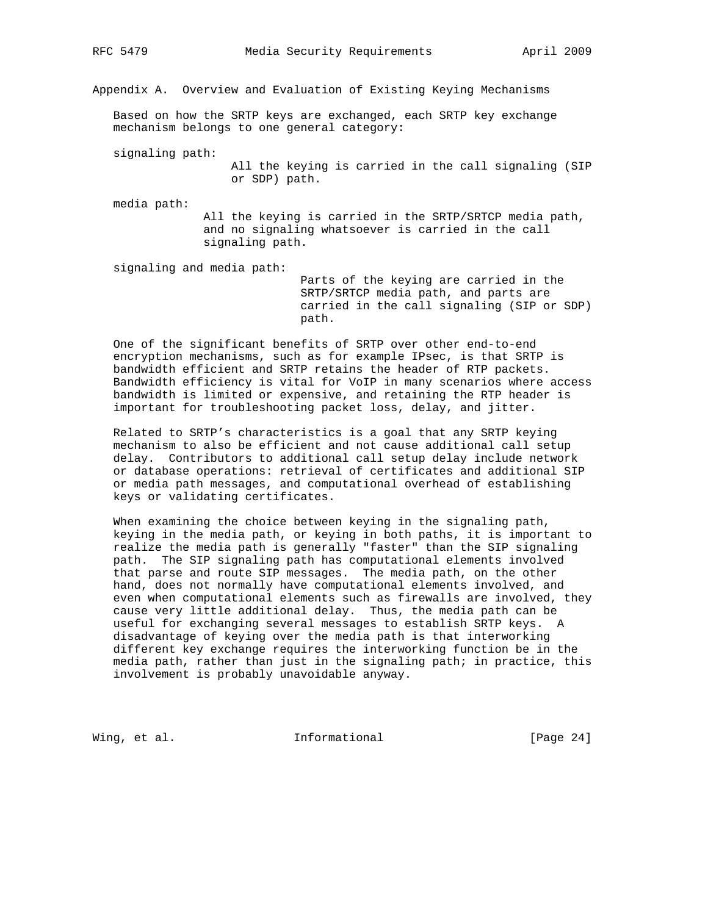# Appendix A. Overview and Evaluation of Existing Keying Mechanisms

Based on how the SRTP keys are exchanged, each SRTP key exchange mechanism belongs to one general category:

signaling path:
: All the keying is carried in the call signaling (SIP or SDP) path.

media path:
: All the keying is carried in the SRTP/SRTCP media path, and no signaling whatsoever is carried in the call signaling path.

signaling and media path:
: Parts of the keying are carried in the SRTP/SRTCP media path, and parts are carried in the call signaling (SIP or SDP) path.

One of the significant benefits of SRTP over other end-to-end encryption mechanisms, such as for example IPsec, is that SRTP is bandwidth efficient and SRTP retains the header of RTP packets. Bandwidth efficiency is vital for VoIP in many scenarios where access bandwidth is limited or expensive, and retaining the RTP header is important for troubleshooting packet loss, delay, and jitter.

Related to SRTP's characteristics is a goal that any SRTP keying mechanism to also be efficient and not cause additional call setup delay. Contributors to additional call setup delay include network or database operations: retrieval of certificates and additional SIP or media path messages, and computational overhead of establishing keys or validating certificates.

When examining the choice between keying in the signaling path, keying in the media path, or keying in both paths, it is important to realize the media path is generally "faster" than the SIP signaling path. The SIP signaling path has computational elements involved that parse and route SIP messages. The media path, on the other hand, does not normally have computational elements involved, and even when computational elements such as firewalls are involved, they cause very little additional delay. Thus, the media path can be useful for exchanging several messages to establish SRTP keys. A disadvantage of keying over the media path is that interworking different key exchange requires the interworking function be in the media path, rather than just in the signaling path; in practice, this involvement is probably unavoidable anyway.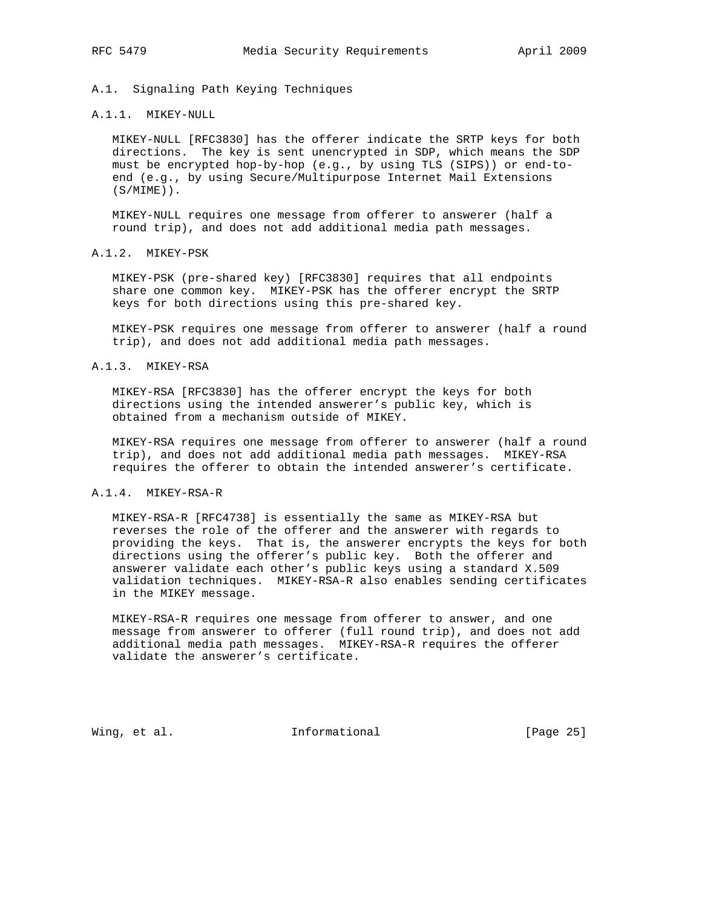## A.1. Signaling Path Keying Techniques

### A.1.1. MIKEY-NULL

MIKEY-NULL [RFC3830] has the offerer indicate the SRTP keys for both directions. The key is sent unencrypted in SDP, which means the SDP must be encrypted hop-by-hop (e.g., by using TLS (SIPS)) or end-to-end (e.g., by using Secure/Multipurpose Internet Mail Extensions (S/MIME)).

MIKEY-NULL requires one message from offerer to answerer (half a round trip), and does not add additional media path messages.

### A.1.2. MIKEY-PSK

MIKEY-PSK (pre-shared key) [RFC3830] requires that all endpoints share one common key. MIKEY-PSK has the offerer encrypt the SRTP keys for both directions using this pre-shared key.

MIKEY-PSK requires one message from offerer to answerer (half a round trip), and does not add additional media path messages.

### A.1.3. MIKEY-RSA

MIKEY-RSA [RFC3830] has the offerer encrypt the keys for both directions using the intended answerer's public key, which is obtained from a mechanism outside of MIKEY.

MIKEY-RSA requires one message from offerer to answerer (half a round trip), and does not add additional media path messages. MIKEY-RSA requires the offerer to obtain the intended answerer's certificate.

### A.1.4. MIKEY-RSA-R

MIKEY-RSA-R [RFC4738] is essentially the same as MIKEY-RSA but reverses the role of the offerer and the answerer with regards to providing the keys. That is, the answerer encrypts the keys for both directions using the offerer's public key. Both the offerer and answerer validate each other's public keys using a standard X.509 validation techniques. MIKEY-RSA-R also enables sending certificates in the MIKEY message.

MIKEY-RSA-R requires one message from offerer to answer, and one message from answerer to offerer (full round trip), and does not add additional media path messages. MIKEY-RSA-R requires the offerer validate the answerer's certificate.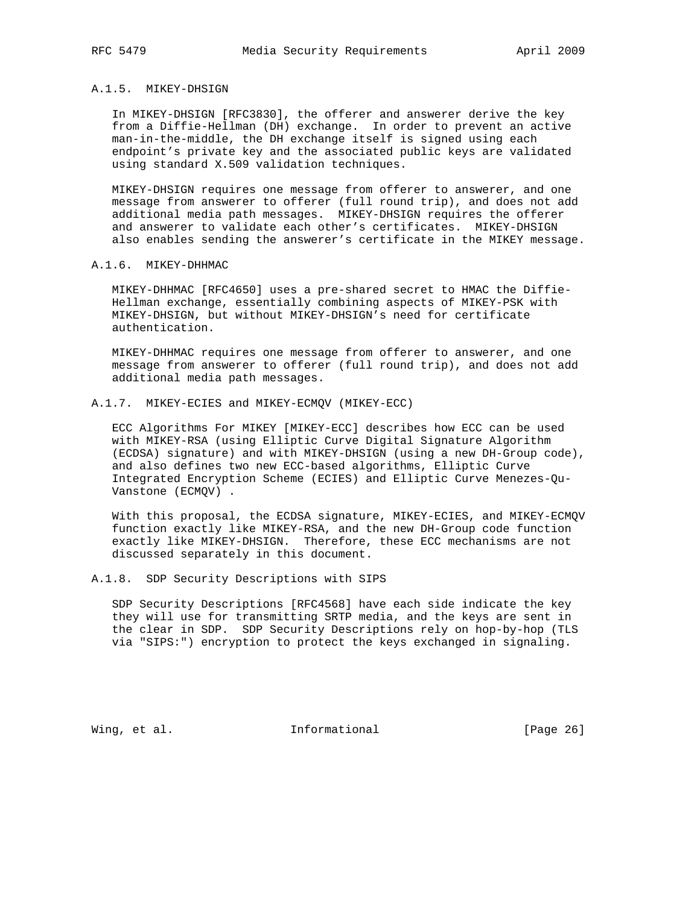### A.1.5. MIKEY-DHSIGN

In MIKEY-DHSIGN [RFC3830], the offerer and answerer derive the key from a Diffie-Hellman (DH) exchange. In order to prevent an active man-in-the-middle, the DH exchange itself is signed using each endpoint's private key and the associated public keys are validated using standard X.509 validation techniques.

MIKEY-DHSIGN requires one message from offerer to answerer, and one message from answerer to offerer (full round trip), and does not add additional media path messages. MIKEY-DHSIGN requires the offerer and answerer to validate each other's certificates. MIKEY-DHSIGN also enables sending the answerer's certificate in the MIKEY message.

### A.1.6. MIKEY-DHHMAC

MIKEY-DHHMAC [RFC4650] uses a pre-shared secret to HMAC the Diffie-Hellman exchange, essentially combining aspects of MIKEY-PSK with MIKEY-DHSIGN, but without MIKEY-DHSIGN's need for certificate authentication.

MIKEY-DHHMAC requires one message from offerer to answerer, and one message from answerer to offerer (full round trip), and does not add additional media path messages.

### A.1.7. MIKEY-ECIES and MIKEY-ECMQV (MIKEY-ECC)

ECC Algorithms For MIKEY [MIKEY-ECC] describes how ECC can be used with MIKEY-RSA (using Elliptic Curve Digital Signature Algorithm (ECDSA) signature) and with MIKEY-DHSIGN (using a new DH-Group code), and also defines two new ECC-based algorithms, Elliptic Curve Integrated Encryption Scheme (ECIES) and Elliptic Curve Menezes-Qu-Vanstone (ECMQV) .

With this proposal, the ECDSA signature, MIKEY-ECIES, and MIKEY-ECMQV function exactly like MIKEY-RSA, and the new DH-Group code function exactly like MIKEY-DHSIGN. Therefore, these ECC mechanisms are not discussed separately in this document.

### A.1.8. SDP Security Descriptions with SIPS

SDP Security Descriptions [RFC4568] have each side indicate the key they will use for transmitting SRTP media, and the keys are sent in the clear in SDP. SDP Security Descriptions rely on hop-by-hop (TLS via "SIPS:") encryption to protect the keys exchanged in signaling.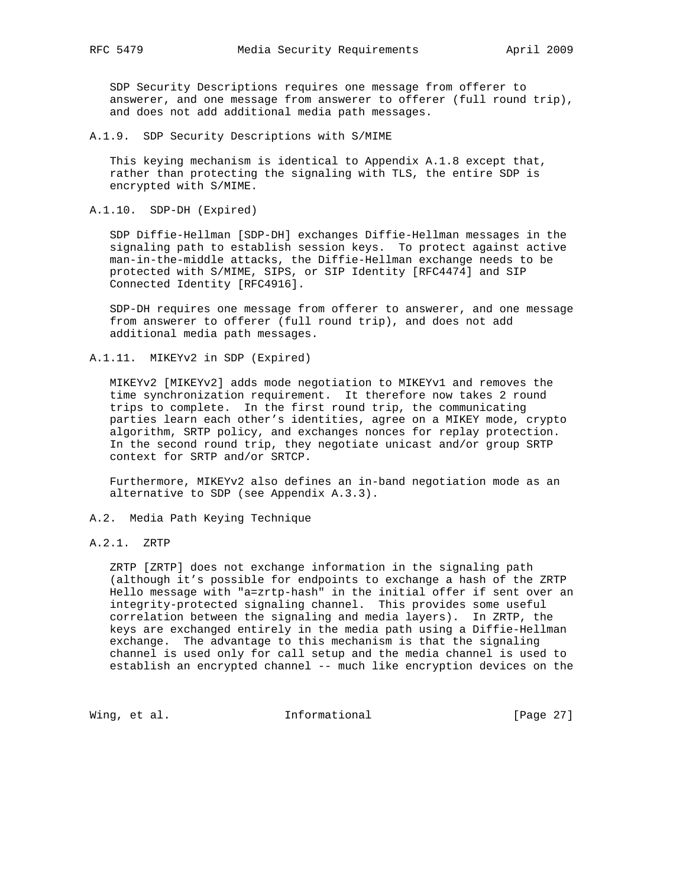SDP Security Descriptions requires one message from offerer to answerer, and one message from answerer to offerer (full round trip), and does not add additional media path messages.

#### A.1.9. SDP Security Descriptions with S/MIME

This keying mechanism is identical to Appendix A.1.8 except that, rather than protecting the signaling with TLS, the entire SDP is encrypted with S/MIME.

#### A.1.10. SDP-DH (Expired)

SDP Diffie-Hellman [SDP-DH] exchanges Diffie-Hellman messages in the signaling path to establish session keys. To protect against active man-in-the-middle attacks, the Diffie-Hellman exchange needs to be protected with S/MIME, SIPS, or SIP Identity [RFC4474] and SIP Connected Identity [RFC4916].

SDP-DH requires one message from offerer to answerer, and one message from answerer to offerer (full round trip), and does not add additional media path messages.

#### A.1.11. MIKEYv2 in SDP (Expired)

MIKEYv2 [MIKEYv2] adds mode negotiation to MIKEYv1 and removes the time synchronization requirement. It therefore now takes 2 round trips to complete. In the first round trip, the communicating parties learn each other's identities, agree on a MIKEY mode, crypto algorithm, SRTP policy, and exchanges nonces for replay protection. In the second round trip, they negotiate unicast and/or group SRTP context for SRTP and/or SRTCP.

Furthermore, MIKEYv2 also defines an in-band negotiation mode as an alternative to SDP (see Appendix A.3.3).

### A.2. Media Path Keying Technique

#### A.2.1. ZRTP

ZRTP [ZRTP] does not exchange information in the signaling path (although it's possible for endpoints to exchange a hash of the ZRTP Hello message with "a=zrtp-hash" in the initial offer if sent over an integrity-protected signaling channel. This provides some useful correlation between the signaling and media layers). In ZRTP, the keys are exchanged entirely in the media path using a Diffie-Hellman exchange. The advantage to this mechanism is that the signaling channel is used only for call setup and the media channel is used to establish an encrypted channel -- much like encryption devices on the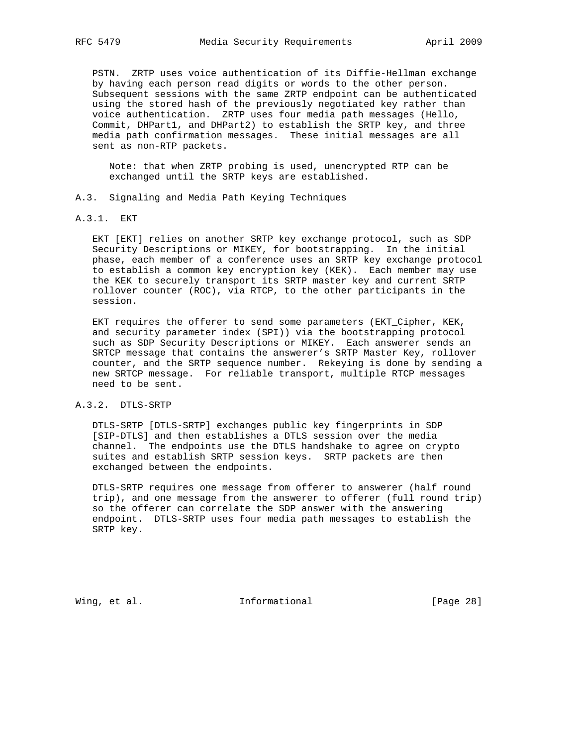PSTN. ZRTP uses voice authentication of its Diffie-Hellman exchange by having each person read digits or words to the other person. Subsequent sessions with the same ZRTP endpoint can be authenticated using the stored hash of the previously negotiated key rather than voice authentication. ZRTP uses four media path messages (Hello, Commit, DHPart1, and DHPart2) to establish the SRTP key, and three media path confirmation messages. These initial messages are all sent as non-RTP packets.

> Note: that when ZRTP probing is used, unencrypted RTP can be exchanged until the SRTP keys are established.

### A.3. Signaling and Media Path Keying Techniques

#### A.3.1. EKT

EKT [EKT] relies on another SRTP key exchange protocol, such as SDP Security Descriptions or MIKEY, for bootstrapping. In the initial phase, each member of a conference uses an SRTP key exchange protocol to establish a common key encryption key (KEK). Each member may use the KEK to securely transport its SRTP master key and current SRTP rollover counter (ROC), via RTCP, to the other participants in the session.

EKT requires the offerer to send some parameters (EKT_Cipher, KEK, and security parameter index (SPI)) via the bootstrapping protocol such as SDP Security Descriptions or MIKEY. Each answerer sends an SRTCP message that contains the answerer's SRTP Master Key, rollover counter, and the SRTP sequence number. Rekeying is done by sending a new SRTCP message. For reliable transport, multiple RTCP messages need to be sent.

#### A.3.2. DTLS-SRTP

DTLS-SRTP [DTLS-SRTP] exchanges public key fingerprints in SDP [SIP-DTLS] and then establishes a DTLS session over the media channel. The endpoints use the DTLS handshake to agree on crypto suites and establish SRTP session keys. SRTP packets are then exchanged between the endpoints.

DTLS-SRTP requires one message from offerer to answerer (half round trip), and one message from the answerer to offerer (full round trip) so the offerer can correlate the SDP answer with the answering endpoint. DTLS-SRTP uses four media path messages to establish the SRTP key.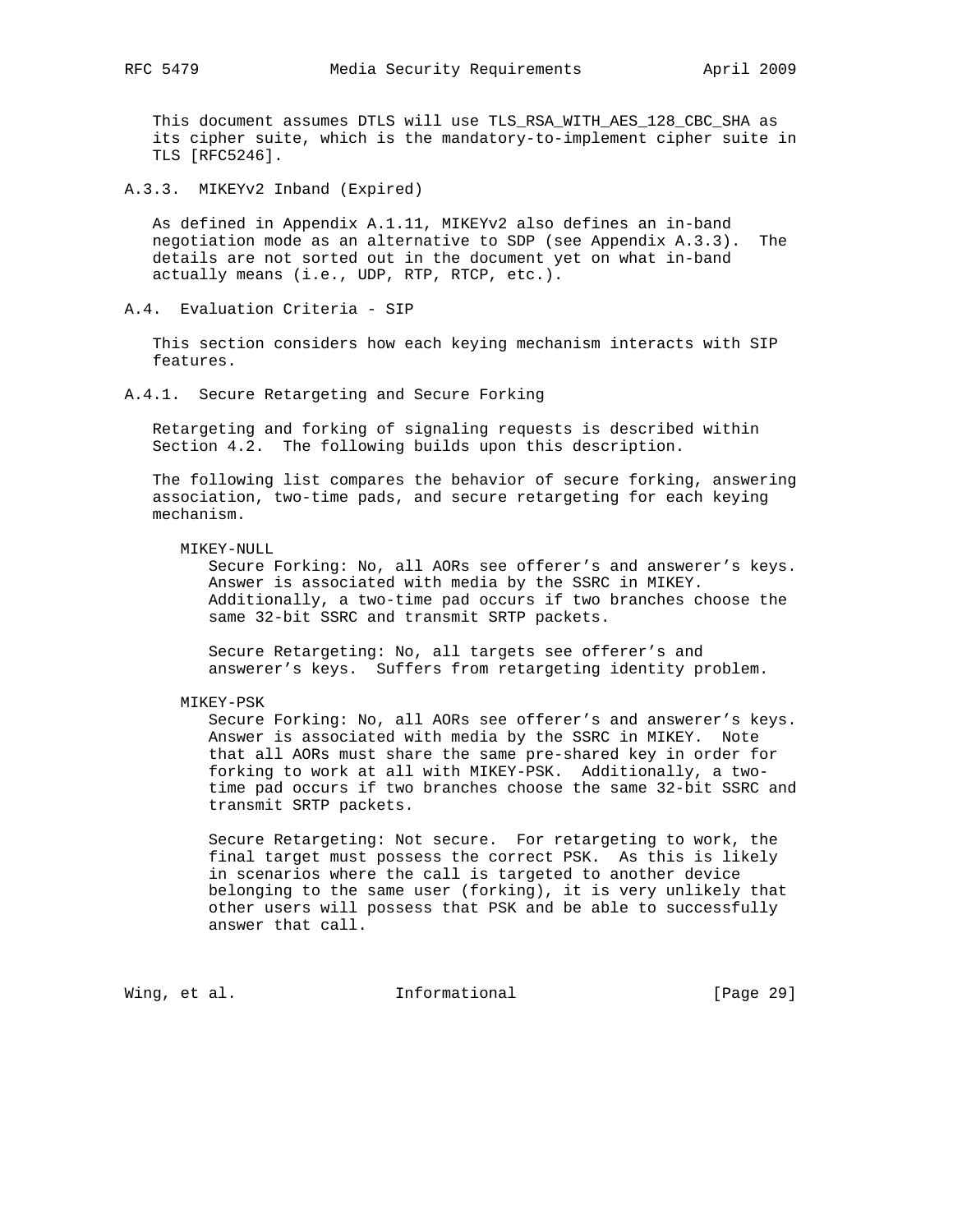This document assumes DTLS will use TLS_RSA_WITH_AES_128_CBC_SHA as its cipher suite, which is the mandatory-to-implement cipher suite in TLS [RFC5246].

### A.3.3. MIKEYv2 Inband (Expired)

As defined in Appendix A.1.11, MIKEYv2 also defines an in-band negotiation mode as an alternative to SDP (see Appendix A.3.3). The details are not sorted out in the document yet on what in-band actually means (i.e., UDP, RTP, RTCP, etc.).

## A.4. Evaluation Criteria - SIP

This section considers how each keying mechanism interacts with SIP features.

### A.4.1. Secure Retargeting and Secure Forking

Retargeting and forking of signaling requests is described within Section 4.2. The following builds upon this description.

The following list compares the behavior of secure forking, answering association, two-time pads, and secure retargeting for each keying mechanism.

MIKEY-NULL

Secure Forking: No, all AORs see offerer's and answerer's keys. Answer is associated with media by the SSRC in MIKEY. Additionally, a two-time pad occurs if two branches choose the same 32-bit SSRC and transmit SRTP packets.

Secure Retargeting: No, all targets see offerer's and answerer's keys. Suffers from retargeting identity problem.

MIKEY-PSK

Secure Forking: No, all AORs see offerer's and answerer's keys. Answer is associated with media by the SSRC in MIKEY. Note that all AORs must share the same pre-shared key in order for forking to work at all with MIKEY-PSK. Additionally, a two-time pad occurs if two branches choose the same 32-bit SSRC and transmit SRTP packets.

Secure Retargeting: Not secure. For retargeting to work, the final target must possess the correct PSK. As this is likely in scenarios where the call is targeted to another device belonging to the same user (forking), it is very unlikely that other users will possess that PSK and be able to successfully answer that call.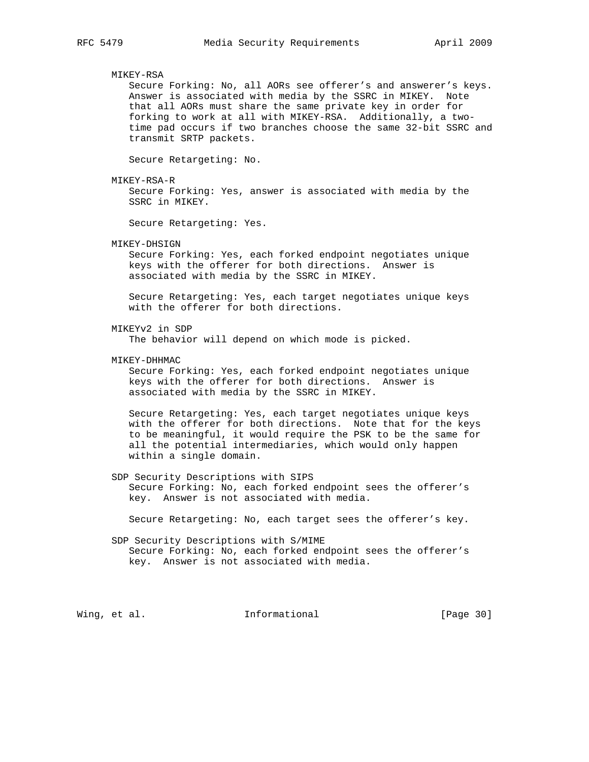MIKEY-RSA

Secure Forking: No, all AORs see offerer's and answerer's keys. Answer is associated with media by the SSRC in MIKEY. Note that all AORs must share the same private key in order for forking to work at all with MIKEY-RSA. Additionally, a two-time pad occurs if two branches choose the same 32-bit SSRC and transmit SRTP packets.

Secure Retargeting: No.

MIKEY-RSA-R

Secure Forking: Yes, answer is associated with media by the SSRC in MIKEY.

Secure Retargeting: Yes.

MIKEY-DHSIGN

Secure Forking: Yes, each forked endpoint negotiates unique keys with the offerer for both directions. Answer is associated with media by the SSRC in MIKEY.

Secure Retargeting: Yes, each target negotiates unique keys with the offerer for both directions.

MIKEYv2 in SDP

The behavior will depend on which mode is picked.

MIKEY-DHHMAC

Secure Forking: Yes, each forked endpoint negotiates unique keys with the offerer for both directions. Answer is associated with media by the SSRC in MIKEY.

Secure Retargeting: Yes, each target negotiates unique keys with the offerer for both directions. Note that for the keys to be meaningful, it would require the PSK to be the same for all the potential intermediaries, which would only happen within a single domain.

SDP Security Descriptions with SIPS

Secure Forking: No, each forked endpoint sees the offerer's key. Answer is not associated with media.

Secure Retargeting: No, each target sees the offerer's key.

SDP Security Descriptions with S/MIME

Secure Forking: No, each forked endpoint sees the offerer's key. Answer is not associated with media.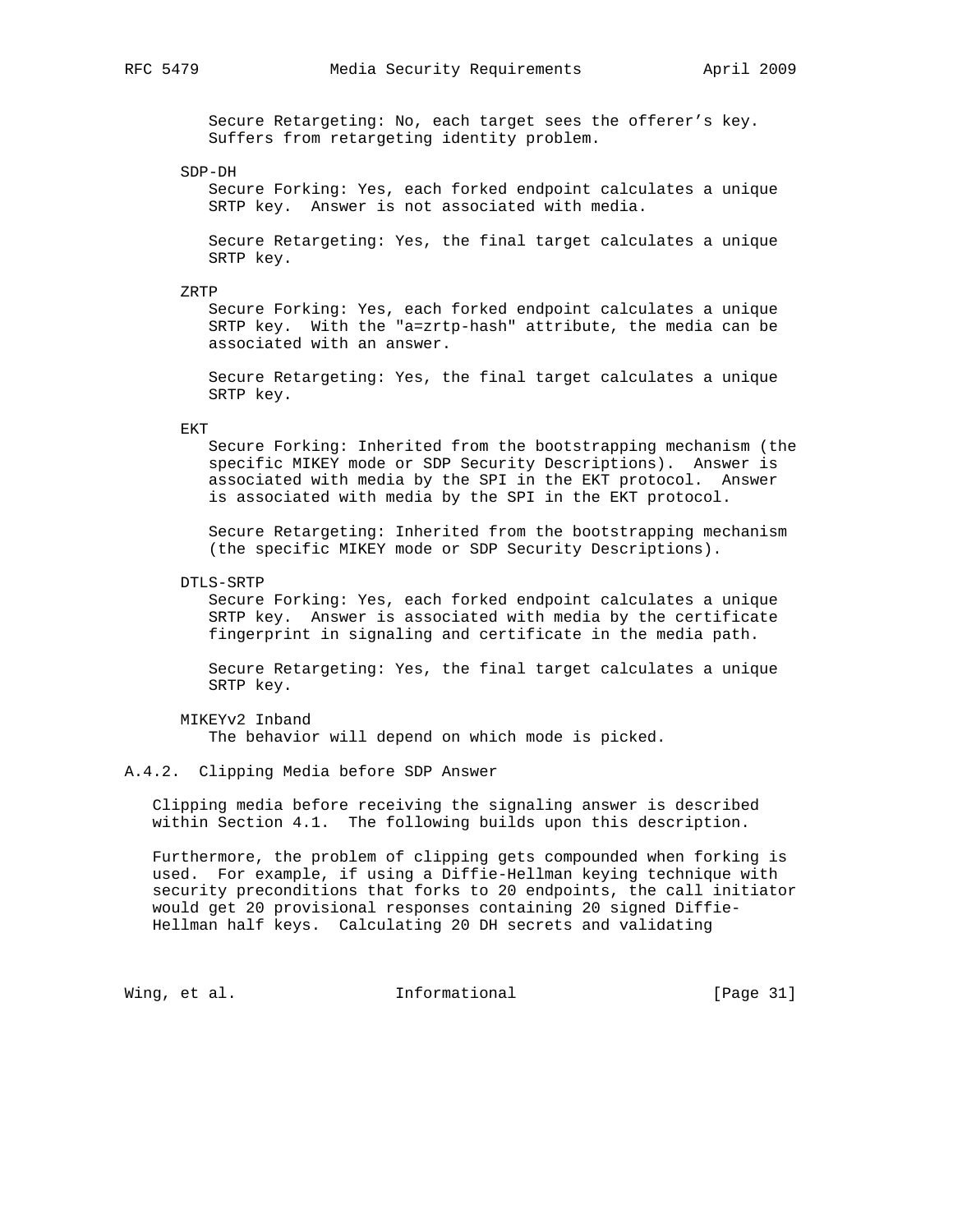Secure Retargeting: No, each target sees the offerer's key. Suffers from retargeting identity problem.

SDP-DH

Secure Forking: Yes, each forked endpoint calculates a unique SRTP key. Answer is not associated with media.

Secure Retargeting: Yes, the final target calculates a unique SRTP key.

ZRTP

Secure Forking: Yes, each forked endpoint calculates a unique SRTP key. With the "a=zrtp-hash" attribute, the media can be associated with an answer.

Secure Retargeting: Yes, the final target calculates a unique SRTP key.

EKT

Secure Forking: Inherited from the bootstrapping mechanism (the specific MIKEY mode or SDP Security Descriptions). Answer is associated with media by the SPI in the EKT protocol. Answer is associated with media by the SPI in the EKT protocol.

Secure Retargeting: Inherited from the bootstrapping mechanism (the specific MIKEY mode or SDP Security Descriptions).

DTLS-SRTP

Secure Forking: Yes, each forked endpoint calculates a unique SRTP key. Answer is associated with media by the certificate fingerprint in signaling and certificate in the media path.

Secure Retargeting: Yes, the final target calculates a unique SRTP key.

MIKEYv2 Inband

The behavior will depend on which mode is picked.

### A.4.2. Clipping Media before SDP Answer

Clipping media before receiving the signaling answer is described within Section 4.1. The following builds upon this description.

Furthermore, the problem of clipping gets compounded when forking is used. For example, if using a Diffie-Hellman keying technique with security preconditions that forks to 20 endpoints, the call initiator would get 20 provisional responses containing 20 signed Diffie-Hellman half keys. Calculating 20 DH secrets and validating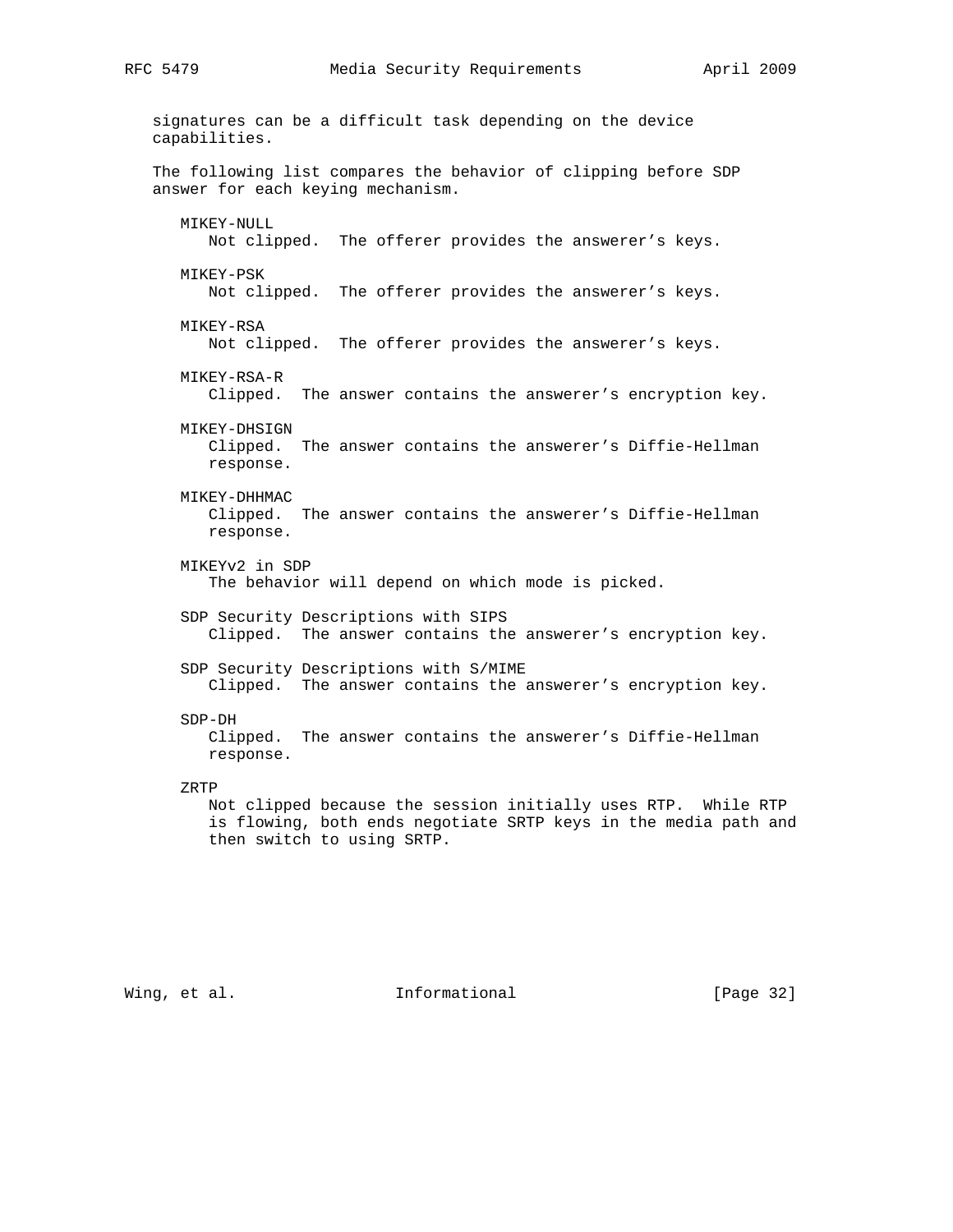signatures can be a difficult task depending on the device capabilities.

The following list compares the behavior of clipping before SDP answer for each keying mechanism.

MIKEY-NULL
: Not clipped. The offerer provides the answerer's keys.

MIKEY-PSK
: Not clipped. The offerer provides the answerer's keys.

MIKEY-RSA
: Not clipped. The offerer provides the answerer's keys.

MIKEY-RSA-R
: Clipped. The answer contains the answerer's encryption key.

MIKEY-DHSIGN
: Clipped. The answer contains the answerer's Diffie-Hellman response.

MIKEY-DHHMAC
: Clipped. The answer contains the answerer's Diffie-Hellman response.

MIKEYv2 in SDP
: The behavior will depend on which mode is picked.

SDP Security Descriptions with SIPS
: Clipped. The answer contains the answerer's encryption key.

SDP Security Descriptions with S/MIME
: Clipped. The answer contains the answerer's encryption key.

SDP-DH
: Clipped. The answer contains the answerer's Diffie-Hellman response.

ZRTP
: Not clipped because the session initially uses RTP. While RTP is flowing, both ends negotiate SRTP keys in the media path and then switch to using SRTP.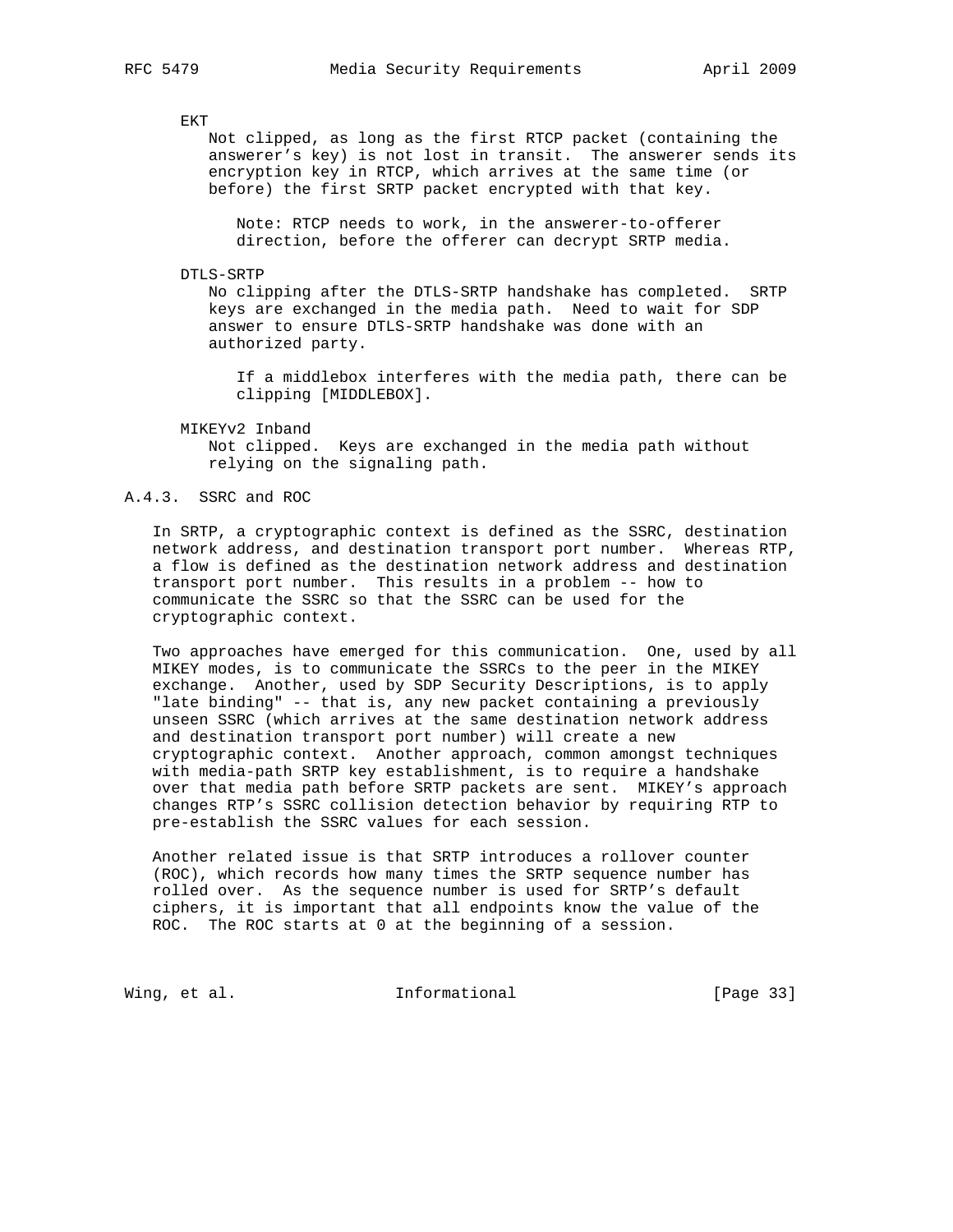EKT

Not clipped, as long as the first RTCP packet (containing the answerer's key) is not lost in transit. The answerer sends its encryption key in RTCP, which arrives at the same time (or before) the first SRTP packet encrypted with that key.

> Note: RTCP needs to work, in the answerer-to-offerer direction, before the offerer can decrypt SRTP media.

DTLS-SRTP

No clipping after the DTLS-SRTP handshake has completed. SRTP keys are exchanged in the media path. Need to wait for SDP answer to ensure DTLS-SRTP handshake was done with an authorized party.

> If a middlebox interferes with the media path, there can be clipping [MIDDLEBOX].

MIKEYv2 Inband

Not clipped. Keys are exchanged in the media path without relying on the signaling path.

### A.4.3. SSRC and ROC

In SRTP, a cryptographic context is defined as the SSRC, destination network address, and destination transport port number. Whereas RTP, a flow is defined as the destination network address and destination transport port number. This results in a problem -- how to communicate the SSRC so that the SSRC can be used for the cryptographic context.

Two approaches have emerged for this communication. One, used by all MIKEY modes, is to communicate the SSRCs to the peer in the MIKEY exchange. Another, used by SDP Security Descriptions, is to apply "late binding" -- that is, any new packet containing a previously unseen SSRC (which arrives at the same destination network address and destination transport port number) will create a new cryptographic context. Another approach, common amongst techniques with media-path SRTP key establishment, is to require a handshake over that media path before SRTP packets are sent. MIKEY's approach changes RTP's SSRC collision detection behavior by requiring RTP to pre-establish the SSRC values for each session.

Another related issue is that SRTP introduces a rollover counter (ROC), which records how many times the SRTP sequence number has rolled over. As the sequence number is used for SRTP's default ciphers, it is important that all endpoints know the value of the ROC. The ROC starts at 0 at the beginning of a session.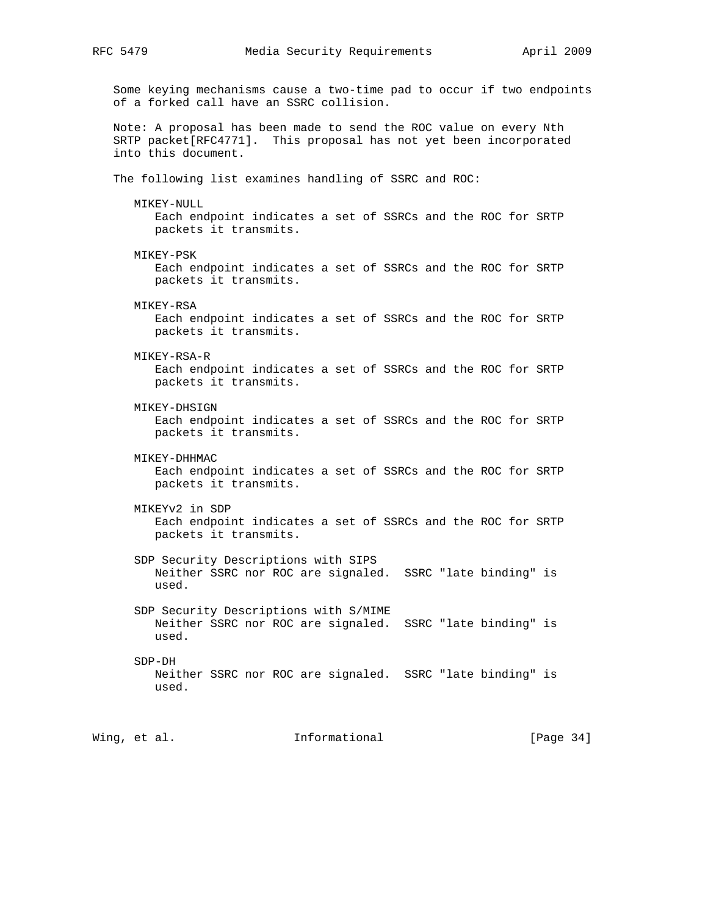Some keying mechanisms cause a two-time pad to occur if two endpoints of a forked call have an SSRC collision.

Note: A proposal has been made to send the ROC value on every Nth SRTP packet[RFC4771]. This proposal has not yet been incorporated into this document.

The following list examines handling of SSRC and ROC:

MIKEY-NULL
: Each endpoint indicates a set of SSRCs and the ROC for SRTP packets it transmits.

MIKEY-PSK
: Each endpoint indicates a set of SSRCs and the ROC for SRTP packets it transmits.

MIKEY-RSA
: Each endpoint indicates a set of SSRCs and the ROC for SRTP packets it transmits.

MIKEY-RSA-R
: Each endpoint indicates a set of SSRCs and the ROC for SRTP packets it transmits.

MIKEY-DHSIGN
: Each endpoint indicates a set of SSRCs and the ROC for SRTP packets it transmits.

MIKEY-DHHMAC
: Each endpoint indicates a set of SSRCs and the ROC for SRTP packets it transmits.

MIKEYv2 in SDP
: Each endpoint indicates a set of SSRCs and the ROC for SRTP packets it transmits.

SDP Security Descriptions with SIPS
: Neither SSRC nor ROC are signaled. SSRC "late binding" is used.

SDP Security Descriptions with S/MIME
: Neither SSRC nor ROC are signaled. SSRC "late binding" is used.

SDP-DH
: Neither SSRC nor ROC are signaled. SSRC "late binding" is used.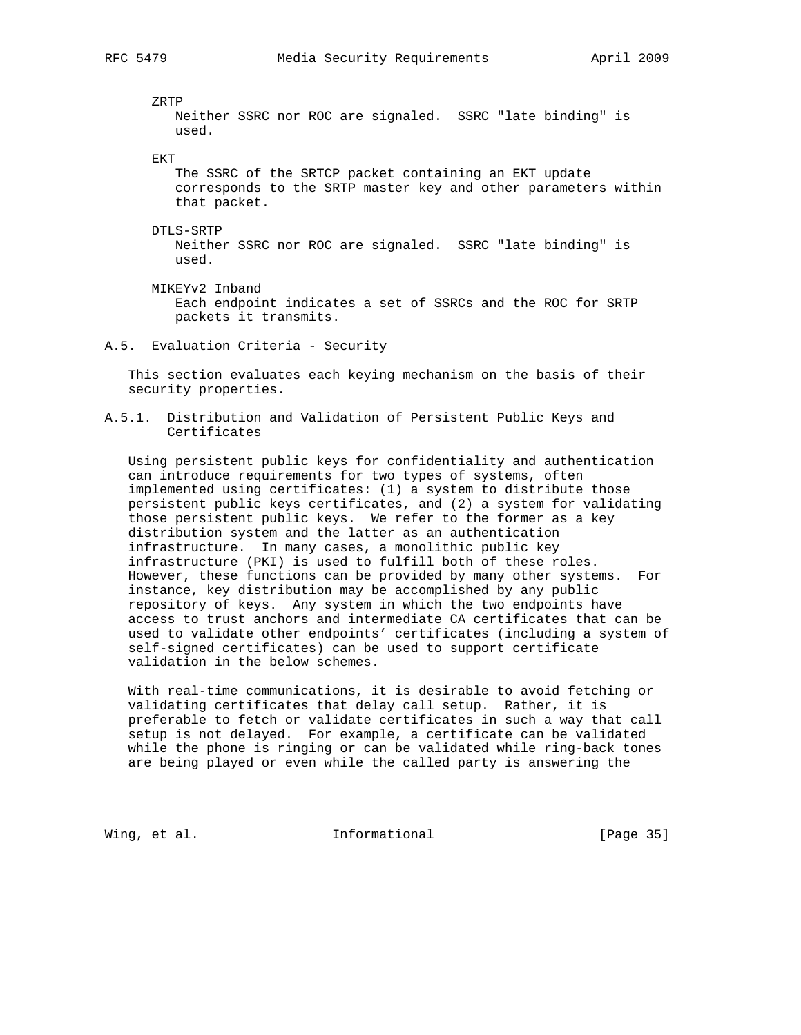ZRTP
Neither SSRC nor ROC are signaled. SSRC "late binding" is used.

EKT
The SSRC of the SRTCP packet containing an EKT update corresponds to the SRTP master key and other parameters within that packet.

DTLS-SRTP
Neither SSRC nor ROC are signaled. SSRC "late binding" is used.

MIKEYv2 Inband
Each endpoint indicates a set of SSRCs and the ROC for SRTP packets it transmits.

## A.5. Evaluation Criteria - Security

This section evaluates each keying mechanism on the basis of their security properties.

### A.5.1. Distribution and Validation of Persistent Public Keys and Certificates

Using persistent public keys for confidentiality and authentication can introduce requirements for two types of systems, often implemented using certificates: (1) a system to distribute those persistent public keys certificates, and (2) a system for validating those persistent public keys. We refer to the former as a key distribution system and the latter as an authentication infrastructure. In many cases, a monolithic public key infrastructure (PKI) is used to fulfill both of these roles. However, these functions can be provided by many other systems. For instance, key distribution may be accomplished by any public repository of keys. Any system in which the two endpoints have access to trust anchors and intermediate CA certificates that can be used to validate other endpoints' certificates (including a system of self-signed certificates) can be used to support certificate validation in the below schemes.

With real-time communications, it is desirable to avoid fetching or validating certificates that delay call setup. Rather, it is preferable to fetch or validate certificates in such a way that call setup is not delayed. For example, a certificate can be validated while the phone is ringing or can be validated while ring-back tones are being played or even while the called party is answering the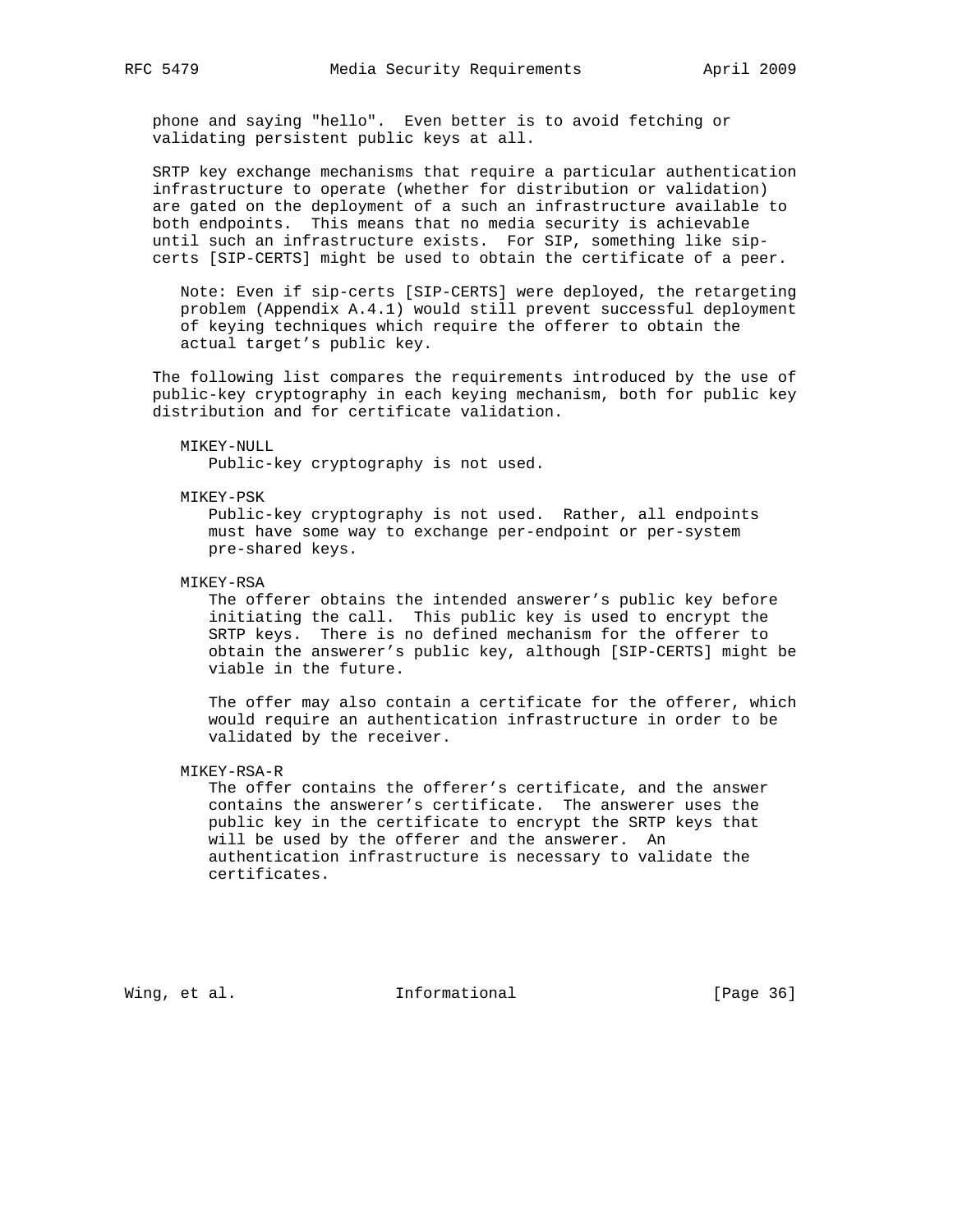phone and saying "hello". Even better is to avoid fetching or validating persistent public keys at all.

SRTP key exchange mechanisms that require a particular authentication infrastructure to operate (whether for distribution or validation) are gated on the deployment of a such an infrastructure available to both endpoints. This means that no media security is achievable until such an infrastructure exists. For SIP, something like sip-certs [SIP-CERTS] might be used to obtain the certificate of a peer.

> Note: Even if sip-certs [SIP-CERTS] were deployed, the retargeting problem (Appendix A.4.1) would still prevent successful deployment of keying techniques which require the offerer to obtain the actual target's public key.

The following list compares the requirements introduced by the use of public-key cryptography in each keying mechanism, both for public key distribution and for certificate validation.

MIKEY-NULL
: Public-key cryptography is not used.

MIKEY-PSK
: Public-key cryptography is not used. Rather, all endpoints must have some way to exchange per-endpoint or per-system pre-shared keys.

MIKEY-RSA
: The offerer obtains the intended answerer's public key before initiating the call. This public key is used to encrypt the SRTP keys. There is no defined mechanism for the offerer to obtain the answerer's public key, although [SIP-CERTS] might be viable in the future.

  The offer may also contain a certificate for the offerer, which would require an authentication infrastructure in order to be validated by the receiver.

MIKEY-RSA-R
: The offer contains the offerer's certificate, and the answer contains the answerer's certificate. The answerer uses the public key in the certificate to encrypt the SRTP keys that will be used by the offerer and the answerer. An authentication infrastructure is necessary to validate the certificates.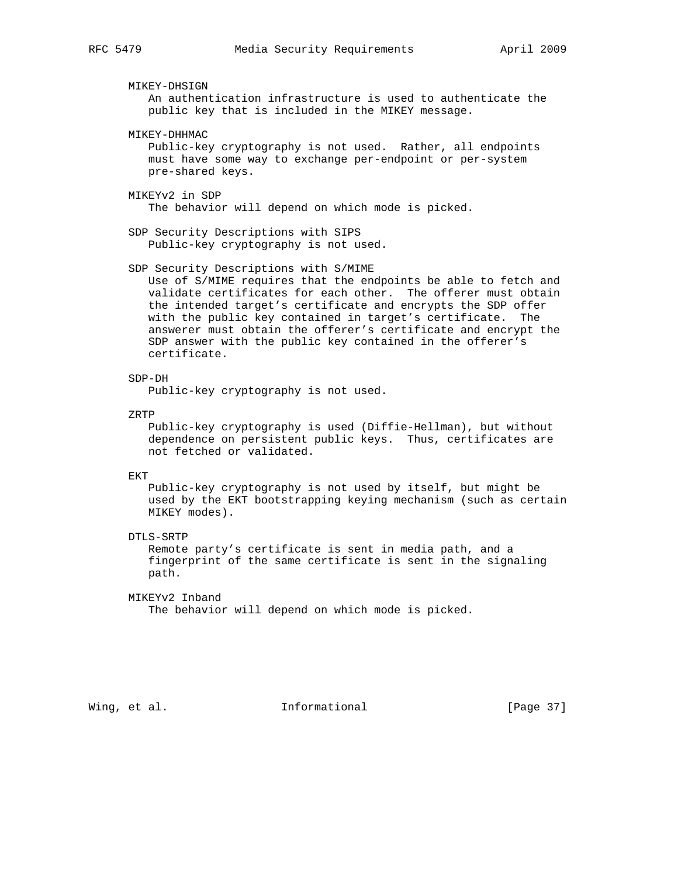MIKEY-DHSIGN
An authentication infrastructure is used to authenticate the public key that is included in the MIKEY message.

MIKEY-DHHMAC
Public-key cryptography is not used. Rather, all endpoints must have some way to exchange per-endpoint or per-system pre-shared keys.

MIKEYv2 in SDP
The behavior will depend on which mode is picked.

SDP Security Descriptions with SIPS
Public-key cryptography is not used.

SDP Security Descriptions with S/MIME
Use of S/MIME requires that the endpoints be able to fetch and validate certificates for each other. The offerer must obtain the intended target's certificate and encrypts the SDP offer with the public key contained in target's certificate. The answerer must obtain the offerer's certificate and encrypt the SDP answer with the public key contained in the offerer's certificate.

SDP-DH
Public-key cryptography is not used.

ZRTP
Public-key cryptography is used (Diffie-Hellman), but without dependence on persistent public keys. Thus, certificates are not fetched or validated.

EKT
Public-key cryptography is not used by itself, but might be used by the EKT bootstrapping keying mechanism (such as certain MIKEY modes).

DTLS-SRTP
Remote party's certificate is sent in media path, and a fingerprint of the same certificate is sent in the signaling path.

MIKEYv2 Inband
The behavior will depend on which mode is picked.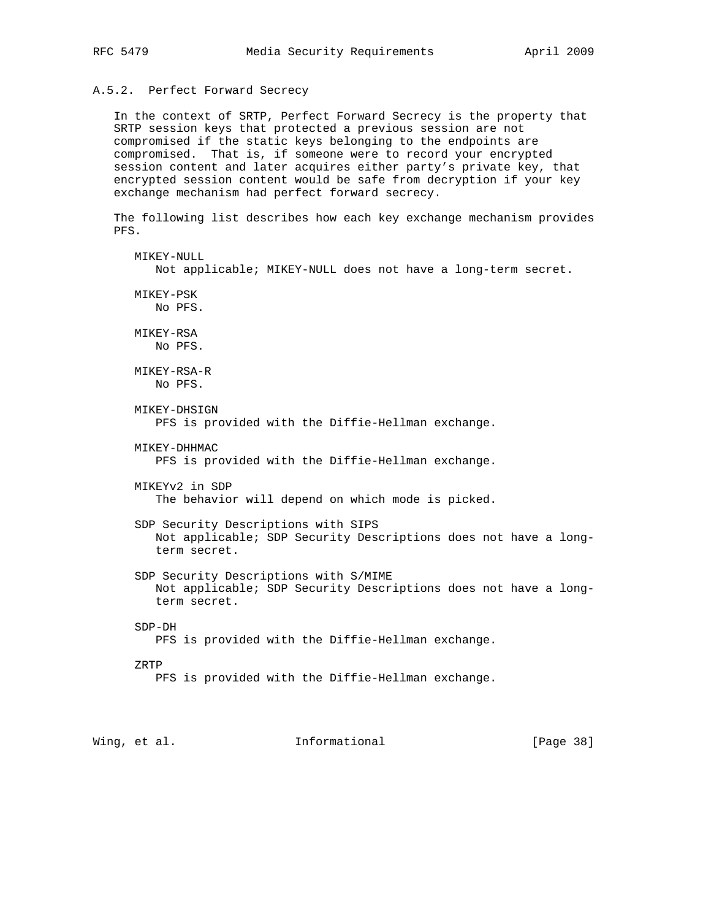### A.5.2. Perfect Forward Secrecy

In the context of SRTP, Perfect Forward Secrecy is the property that SRTP session keys that protected a previous session are not compromised if the static keys belonging to the endpoints are compromised. That is, if someone were to record your encrypted session content and later acquires either party's private key, that encrypted session content would be safe from decryption if your key exchange mechanism had perfect forward secrecy.

The following list describes how each key exchange mechanism provides PFS.

MIKEY-NULL
: Not applicable; MIKEY-NULL does not have a long-term secret.

MIKEY-PSK
: No PFS.

MIKEY-RSA
: No PFS.

MIKEY-RSA-R
: No PFS.

MIKEY-DHSIGN
: PFS is provided with the Diffie-Hellman exchange.

MIKEY-DHHMAC
: PFS is provided with the Diffie-Hellman exchange.

MIKEYv2 in SDP
: The behavior will depend on which mode is picked.

SDP Security Descriptions with SIPS
: Not applicable; SDP Security Descriptions does not have a long-term secret.

SDP Security Descriptions with S/MIME
: Not applicable; SDP Security Descriptions does not have a long-term secret.

SDP-DH
: PFS is provided with the Diffie-Hellman exchange.

ZRTP
: PFS is provided with the Diffie-Hellman exchange.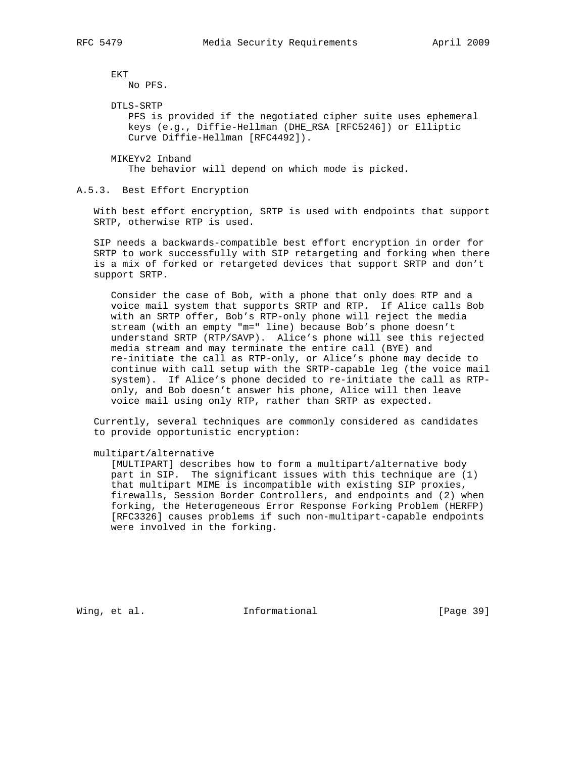EKT
No PFS.

DTLS-SRTP
PFS is provided if the negotiated cipher suite uses ephemeral keys (e.g., Diffie-Hellman (DHE_RSA [RFC5246]) or Elliptic Curve Diffie-Hellman [RFC4492]).

MIKEYv2 Inband
The behavior will depend on which mode is picked.

### A.5.3. Best Effort Encryption

With best effort encryption, SRTP is used with endpoints that support SRTP, otherwise RTP is used.

SIP needs a backwards-compatible best effort encryption in order for SRTP to work successfully with SIP retargeting and forking when there is a mix of forked or retargeted devices that support SRTP and don't support SRTP.

> Consider the case of Bob, with a phone that only does RTP and a voice mail system that supports SRTP and RTP. If Alice calls Bob with an SRTP offer, Bob's RTP-only phone will reject the media stream (with an empty "m=" line) because Bob's phone doesn't understand SRTP (RTP/SAVP). Alice's phone will see this rejected media stream and may terminate the entire call (BYE) and re-initiate the call as RTP-only, or Alice's phone may decide to continue with call setup with the SRTP-capable leg (the voice mail system). If Alice's phone decided to re-initiate the call as RTP-only, and Bob doesn't answer his phone, Alice will then leave voice mail using only RTP, rather than SRTP as expected.

Currently, several techniques are commonly considered as candidates to provide opportunistic encryption:

multipart/alternative
[MULTIPART] describes how to form a multipart/alternative body part in SIP. The significant issues with this technique are (1) that multipart MIME is incompatible with existing SIP proxies, firewalls, Session Border Controllers, and endpoints and (2) when forking, the Heterogeneous Error Response Forking Problem (HERFP) [RFC3326] causes problems if such non-multipart-capable endpoints were involved in the forking.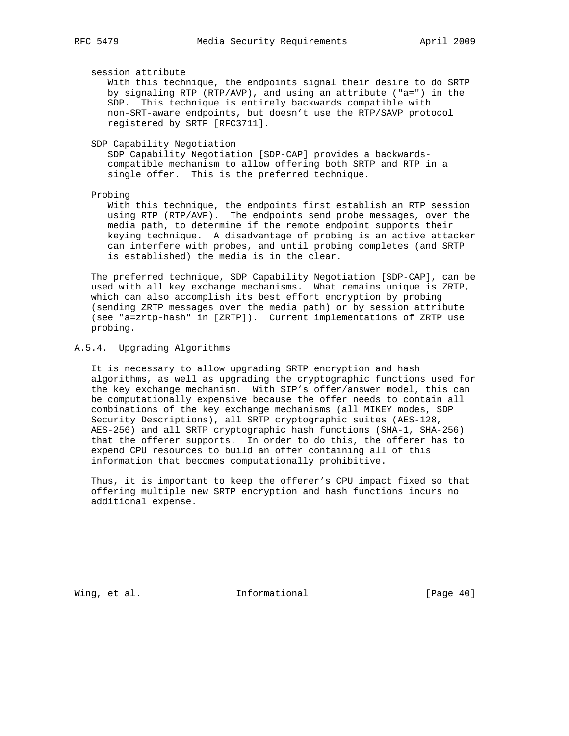session attribute
: With this technique, the endpoints signal their desire to do SRTP by signaling RTP (RTP/AVP), and using an attribute ("a=") in the SDP. This technique is entirely backwards compatible with non-SRT-aware endpoints, but doesn't use the RTP/SAVP protocol registered by SRTP [RFC3711].

SDP Capability Negotiation
: SDP Capability Negotiation [SDP-CAP] provides a backwards-compatible mechanism to allow offering both SRTP and RTP in a single offer. This is the preferred technique.

Probing
: With this technique, the endpoints first establish an RTP session using RTP (RTP/AVP). The endpoints send probe messages, over the media path, to determine if the remote endpoint supports their keying technique. A disadvantage of probing is an active attacker can interfere with probes, and until probing completes (and SRTP is established) the media is in the clear.

The preferred technique, SDP Capability Negotiation [SDP-CAP], can be used with all key exchange mechanisms. What remains unique is ZRTP, which can also accomplish its best effort encryption by probing (sending ZRTP messages over the media path) or by session attribute (see "a=zrtp-hash" in [ZRTP]). Current implementations of ZRTP use probing.

### A.5.4. Upgrading Algorithms

It is necessary to allow upgrading SRTP encryption and hash algorithms, as well as upgrading the cryptographic functions used for the key exchange mechanism. With SIP's offer/answer model, this can be computationally expensive because the offer needs to contain all combinations of the key exchange mechanisms (all MIKEY modes, SDP Security Descriptions), all SRTP cryptographic suites (AES-128, AES-256) and all SRTP cryptographic hash functions (SHA-1, SHA-256) that the offerer supports. In order to do this, the offerer has to expend CPU resources to build an offer containing all of this information that becomes computationally prohibitive.

Thus, it is important to keep the offerer's CPU impact fixed so that offering multiple new SRTP encryption and hash functions incurs no additional expense.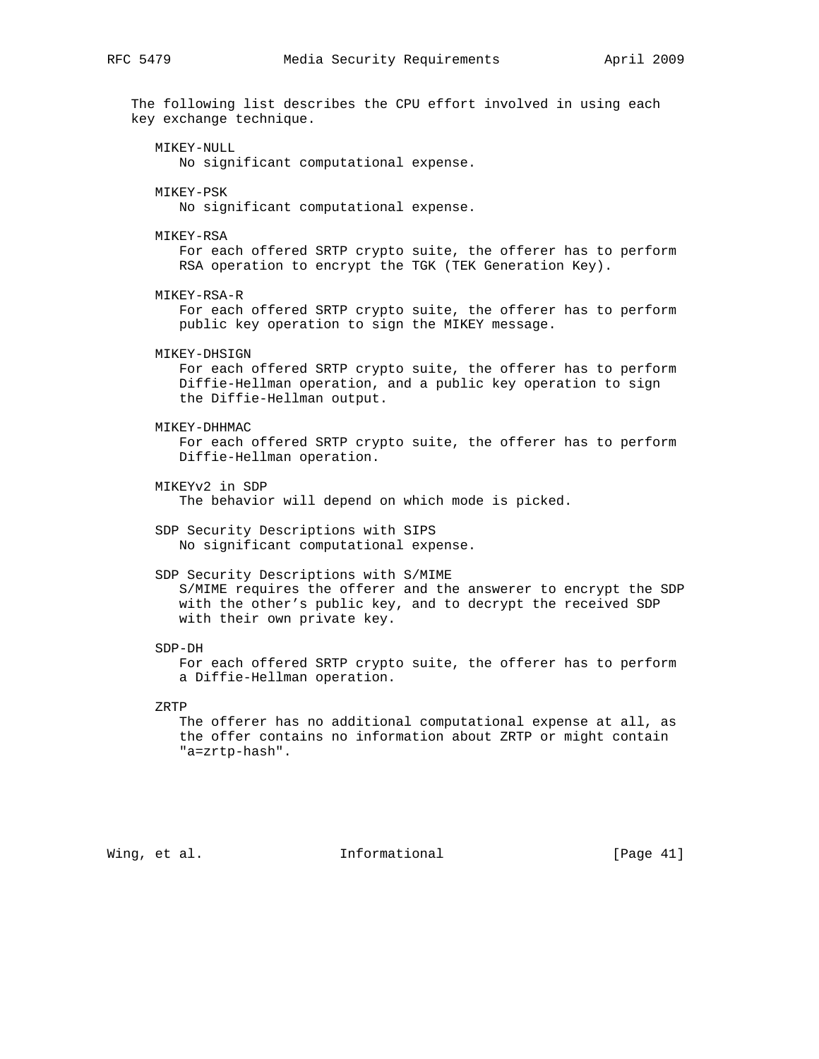The following list describes the CPU effort involved in using each key exchange technique.

MIKEY-NULL
: No significant computational expense.

MIKEY-PSK
: No significant computational expense.

MIKEY-RSA
: For each offered SRTP crypto suite, the offerer has to perform RSA operation to encrypt the TGK (TEK Generation Key).

MIKEY-RSA-R
: For each offered SRTP crypto suite, the offerer has to perform public key operation to sign the MIKEY message.

MIKEY-DHSIGN
: For each offered SRTP crypto suite, the offerer has to perform Diffie-Hellman operation, and a public key operation to sign the Diffie-Hellman output.

MIKEY-DHHMAC
: For each offered SRTP crypto suite, the offerer has to perform Diffie-Hellman operation.

MIKEYv2 in SDP
: The behavior will depend on which mode is picked.

SDP Security Descriptions with SIPS
: No significant computational expense.

SDP Security Descriptions with S/MIME
: S/MIME requires the offerer and the answerer to encrypt the SDP with the other's public key, and to decrypt the received SDP with their own private key.

SDP-DH
: For each offered SRTP crypto suite, the offerer has to perform a Diffie-Hellman operation.

ZRTP
: The offerer has no additional computational expense at all, as the offer contains no information about ZRTP or might contain "a=zrtp-hash".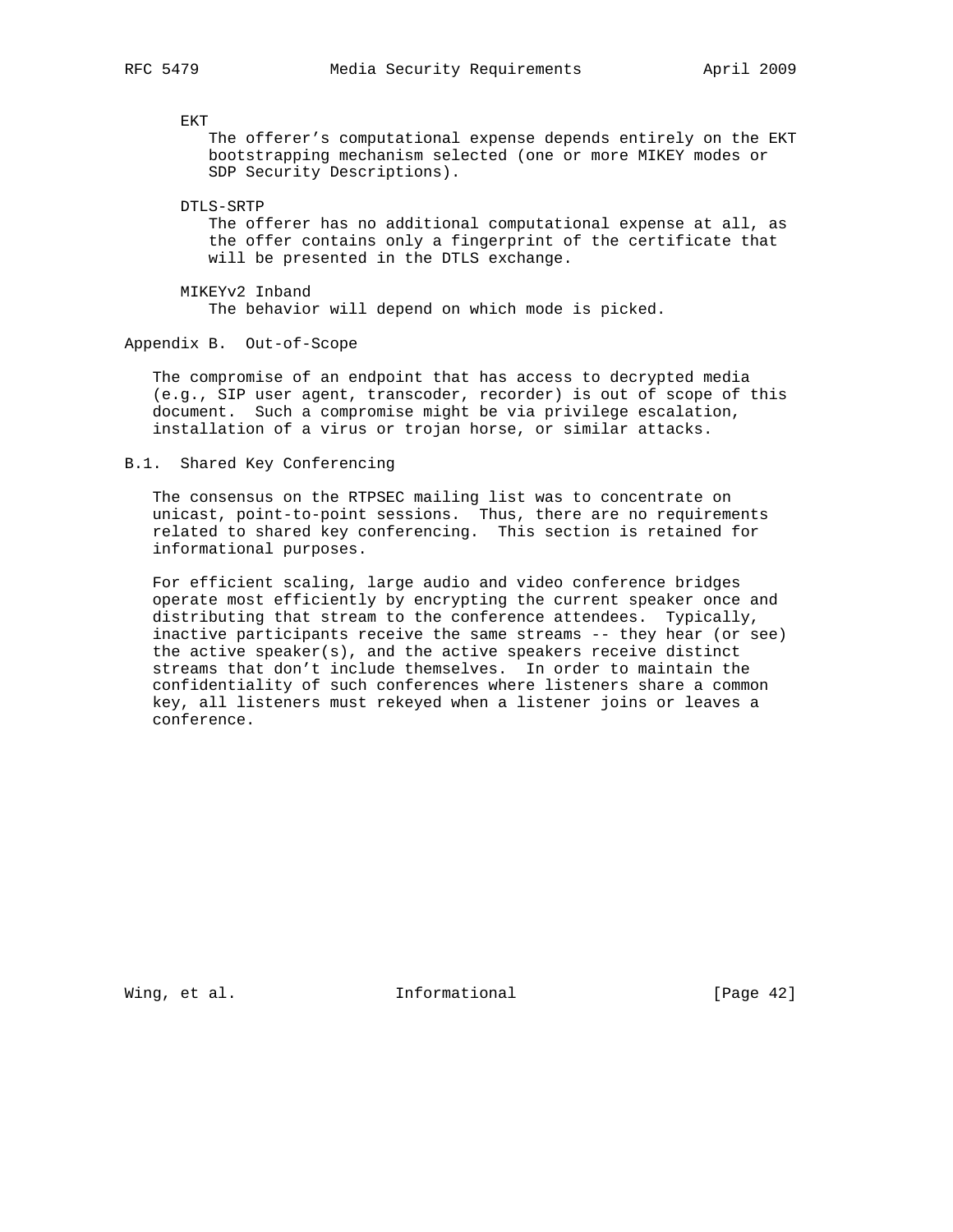EKT

The offerer's computational expense depends entirely on the EKT bootstrapping mechanism selected (one or more MIKEY modes or SDP Security Descriptions).

DTLS-SRTP

The offerer has no additional computational expense at all, as the offer contains only a fingerprint of the certificate that will be presented in the DTLS exchange.

MIKEYv2 Inband

The behavior will depend on which mode is picked.

# Appendix B. Out-of-Scope

The compromise of an endpoint that has access to decrypted media (e.g., SIP user agent, transcoder, recorder) is out of scope of this document. Such a compromise might be via privilege escalation, installation of a virus or trojan horse, or similar attacks.

## B.1. Shared Key Conferencing

The consensus on the RTPSEC mailing list was to concentrate on unicast, point-to-point sessions. Thus, there are no requirements related to shared key conferencing. This section is retained for informational purposes.

For efficient scaling, large audio and video conference bridges operate most efficiently by encrypting the current speaker once and distributing that stream to the conference attendees. Typically, inactive participants receive the same streams -- they hear (or see) the active speaker(s), and the active speakers receive distinct streams that don't include themselves. In order to maintain the confidentiality of such conferences where listeners share a common key, all listeners must rekeyed when a listener joins or leaves a conference.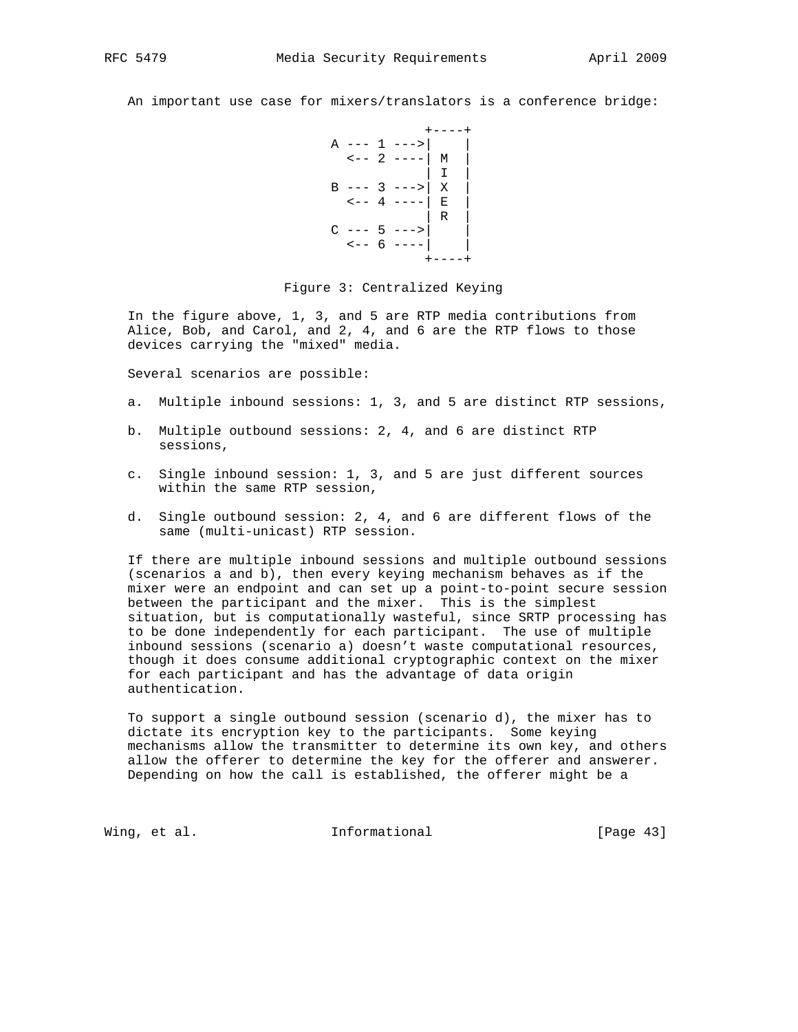An important use case for mixers/translators is a conference bridge:

```
                 +----+
    A --- 1 --->|    |
      <-- 2 ----| M  |
                | I  |
    B --- 3 --->| X  |
      <-- 4 ----| E  |
                | R  |
    C --- 5 --->|    |
      <-- 6 ----|    |
                +----+
```

Figure 3: Centralized Keying

In the figure above, 1, 3, and 5 are RTP media contributions from Alice, Bob, and Carol, and 2, 4, and 6 are the RTP flows to those devices carrying the "mixed" media.

Several scenarios are possible:

a. Multiple inbound sessions: 1, 3, and 5 are distinct RTP sessions,

b. Multiple outbound sessions: 2, 4, and 6 are distinct RTP sessions,

c. Single inbound session: 1, 3, and 5 are just different sources within the same RTP session,

d. Single outbound session: 2, 4, and 6 are different flows of the same (multi-unicast) RTP session.

If there are multiple inbound sessions and multiple outbound sessions (scenarios a and b), then every keying mechanism behaves as if the mixer were an endpoint and can set up a point-to-point secure session between the participant and the mixer. This is the simplest situation, but is computationally wasteful, since SRTP processing has to be done independently for each participant. The use of multiple inbound sessions (scenario a) doesn't waste computational resources, though it does consume additional cryptographic context on the mixer for each participant and has the advantage of data origin authentication.

To support a single outbound session (scenario d), the mixer has to dictate its encryption key to the participants. Some keying mechanisms allow the transmitter to determine its own key, and others allow the offerer to determine the key for the offerer and answerer. Depending on how the call is established, the offerer might be a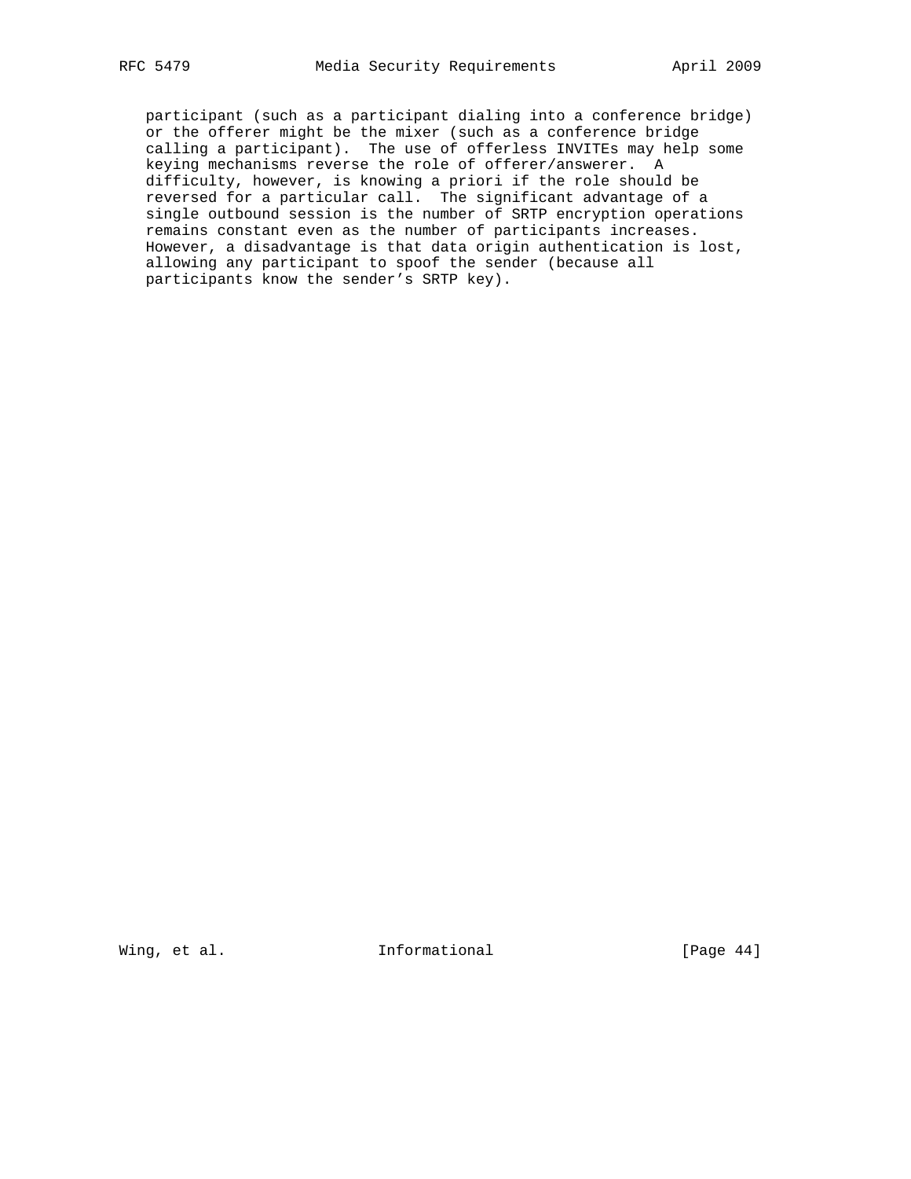participant (such as a participant dialing into a conference bridge) or the offerer might be the mixer (such as a conference bridge calling a participant). The use of offerless INVITEs may help some keying mechanisms reverse the role of offerer/answerer. A difficulty, however, is knowing a priori if the role should be reversed for a particular call. The significant advantage of a single outbound session is the number of SRTP encryption operations remains constant even as the number of participants increases. However, a disadvantage is that data origin authentication is lost, allowing any participant to spoof the sender (because all participants know the sender's SRTP key).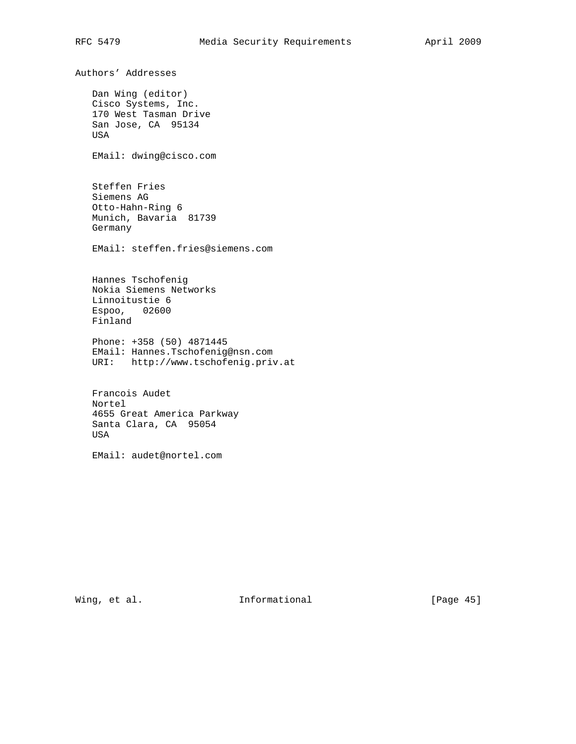# Authors' Addresses

Dan Wing (editor)
Cisco Systems, Inc.
170 West Tasman Drive
San Jose, CA 95134
USA

EMail: dwing@cisco.com

Steffen Fries
Siemens AG
Otto-Hahn-Ring 6
Munich, Bavaria 81739
Germany

EMail: steffen.fries@siemens.com

Hannes Tschofenig
Nokia Siemens Networks
Linnoitustie 6
Espoo, 02600
Finland

Phone: +358 (50) 4871445
EMail: Hannes.Tschofenig@nsn.com
URI: http://www.tschofenig.priv.at

Francois Audet
Nortel
4655 Great America Parkway
Santa Clara, CA 95054
USA

EMail: audet@nortel.com